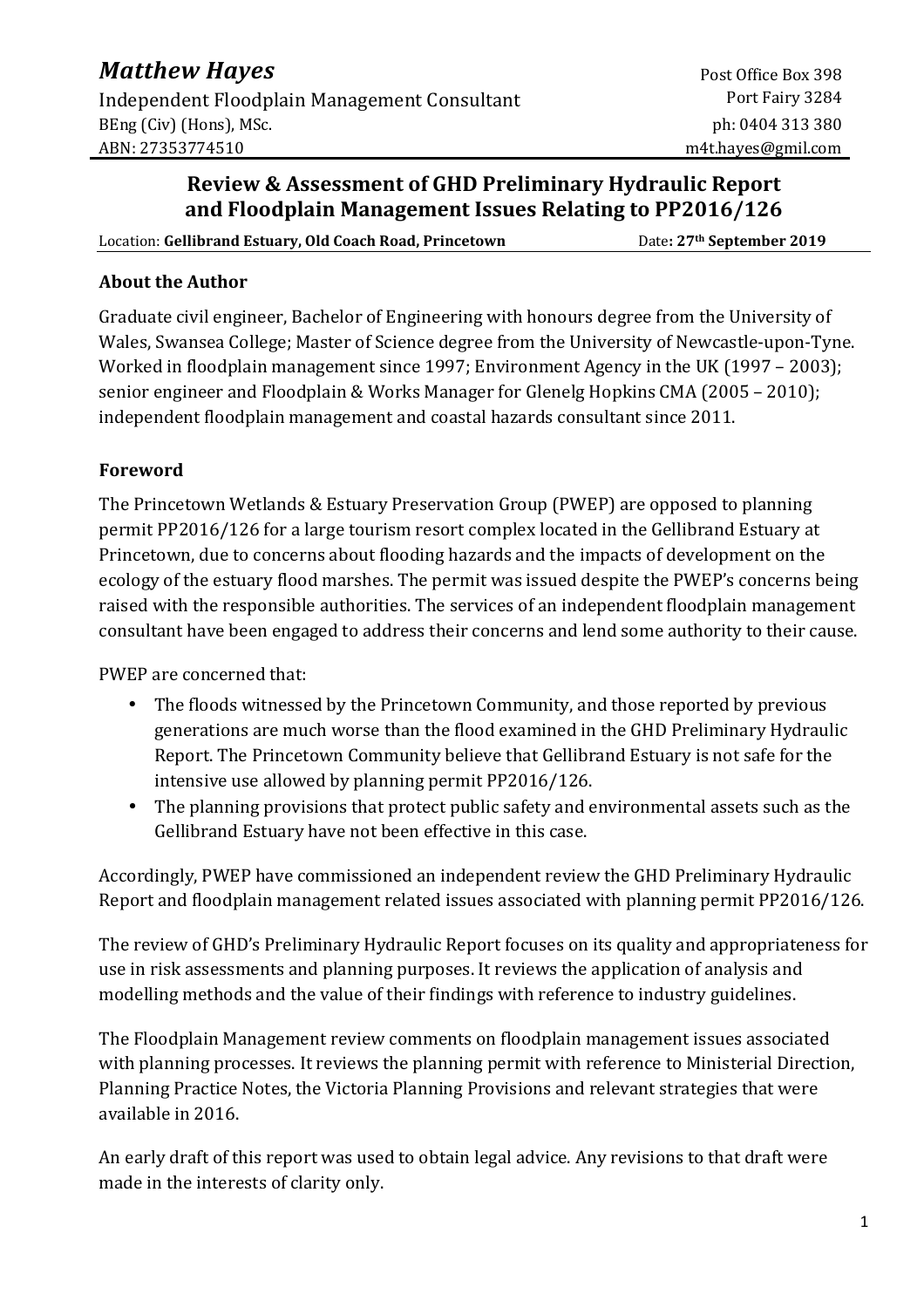# *Matthew Hayes*

Independent Floodplain Management Consultant
BEng (Civ) (Hons), MSc.
ABN: 27353774510

Post Office Box 398
Port Fairy 3284
ph: 0404 313 380
m4t.hayes@gmil.com

## Review & Assessment of GHD Preliminary Hydraulic Report and Floodplain Management Issues Relating to PP2016/126

Location: **Gellibrand Estuary, Old Coach Road, Princetown** Date**: 27th September 2019**

### About the Author

Graduate civil engineer, Bachelor of Engineering with honours degree from the University of Wales, Swansea College; Master of Science degree from the University of Newcastle-upon-Tyne. Worked in floodplain management since 1997; Environment Agency in the UK (1997 – 2003); senior engineer and Floodplain & Works Manager for Glenelg Hopkins CMA (2005 – 2010); independent floodplain management and coastal hazards consultant since 2011.

### Foreword

The Princetown Wetlands & Estuary Preservation Group (PWEP) are opposed to planning permit PP2016/126 for a large tourism resort complex located in the Gellibrand Estuary at Princetown, due to concerns about flooding hazards and the impacts of development on the ecology of the estuary flood marshes. The permit was issued despite the PWEP's concerns being raised with the responsible authorities. The services of an independent floodplain management consultant have been engaged to address their concerns and lend some authority to their cause.

PWEP are concerned that:

- The floods witnessed by the Princetown Community, and those reported by previous generations are much worse than the flood examined in the GHD Preliminary Hydraulic Report. The Princetown Community believe that Gellibrand Estuary is not safe for the intensive use allowed by planning permit PP2016/126.
- The planning provisions that protect public safety and environmental assets such as the Gellibrand Estuary have not been effective in this case.

Accordingly, PWEP have commissioned an independent review the GHD Preliminary Hydraulic Report and floodplain management related issues associated with planning permit PP2016/126.

The review of GHD's Preliminary Hydraulic Report focuses on its quality and appropriateness for use in risk assessments and planning purposes. It reviews the application of analysis and modelling methods and the value of their findings with reference to industry guidelines.

The Floodplain Management review comments on floodplain management issues associated with planning processes. It reviews the planning permit with reference to Ministerial Direction, Planning Practice Notes, the Victoria Planning Provisions and relevant strategies that were available in 2016.

An early draft of this report was used to obtain legal advice. Any revisions to that draft were made in the interests of clarity only.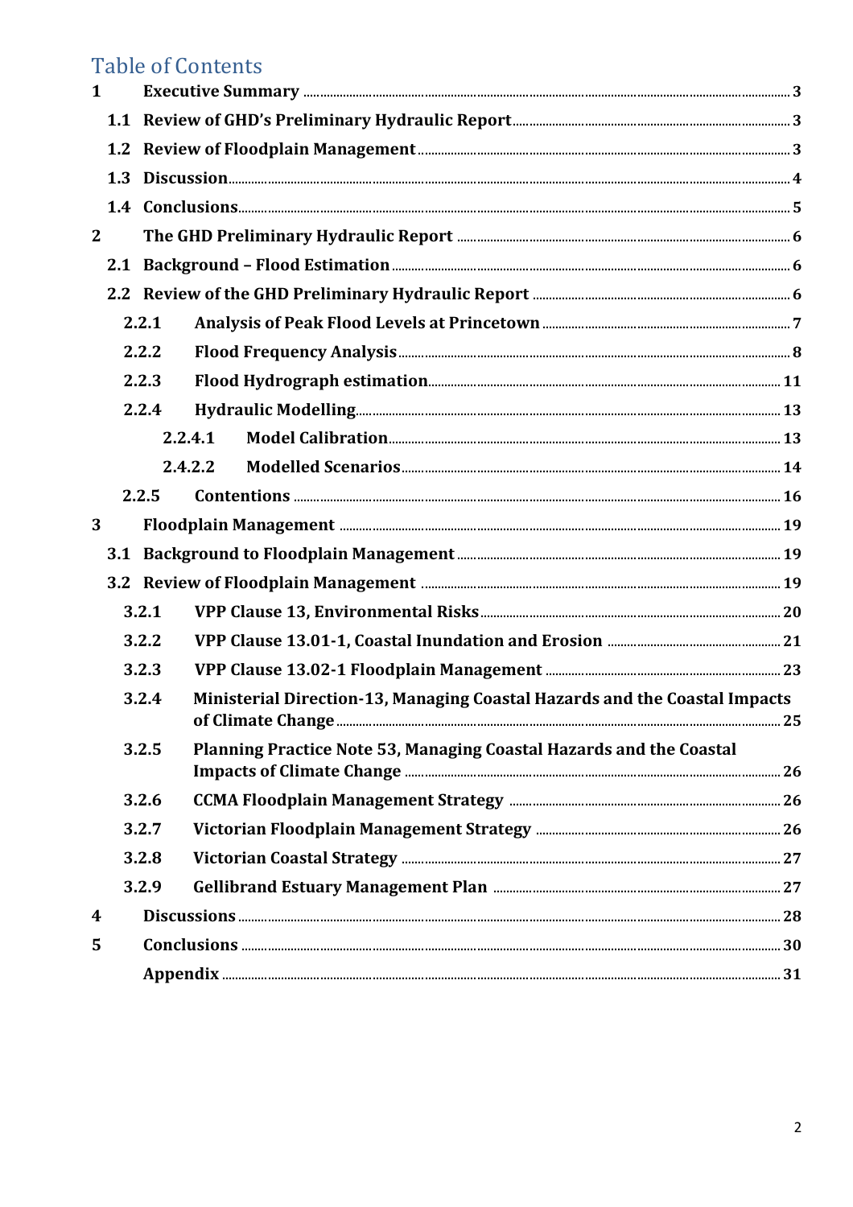# Table of Contents

- 1 Executive Summary ... 3
  - 1.1 Review of GHD's Preliminary Hydraulic Report ... 3
  - 1.2 Review of Floodplain Management ... 3
  - 1.3 Discussion ... 4
  - 1.4 Conclusions ... 5
- 2 The GHD Preliminary Hydraulic Report ... 6
  - 2.1 Background – Flood Estimation ... 6
  - 2.2 Review of the GHD Preliminary Hydraulic Report ... 6
    - 2.2.1 Analysis of Peak Flood Levels at Princetown ... 7
    - 2.2.2 Flood Frequency Analysis ... 8
    - 2.2.3 Flood Hydrograph estimation ... 11
    - 2.2.4 Hydraulic Modelling ... 13
      - 2.2.4.1 Model Calibration ... 13
      - 2.4.2.2 Modelled Scenarios ... 14
    - 2.2.5 Contentions ... 16
- 3 Floodplain Management ... 19
  - 3.1 Background to Floodplain Management ... 19
  - 3.2 Review of Floodplain Management ... 19
    - 3.2.1 VPP Clause 13, Environmental Risks ... 20
    - 3.2.2 VPP Clause 13.01-1, Coastal Inundation and Erosion ... 21
    - 3.2.3 VPP Clause 13.02-1 Floodplain Management ... 23
    - 3.2.4 Ministerial Direction-13, Managing Coastal Hazards and the Coastal Impacts of Climate Change ... 25
    - 3.2.5 Planning Practice Note 53, Managing Coastal Hazards and the Coastal Impacts of Climate Change ... 26
    - 3.2.6 CCMA Floodplain Management Strategy ... 26
    - 3.2.7 Victorian Floodplain Management Strategy ... 26
    - 3.2.8 Victorian Coastal Strategy ... 27
    - 3.2.9 Gellibrand Estuary Management Plan ... 27
- 4 Discussions ... 28
- 5 Conclusions ... 30
- Appendix ... 31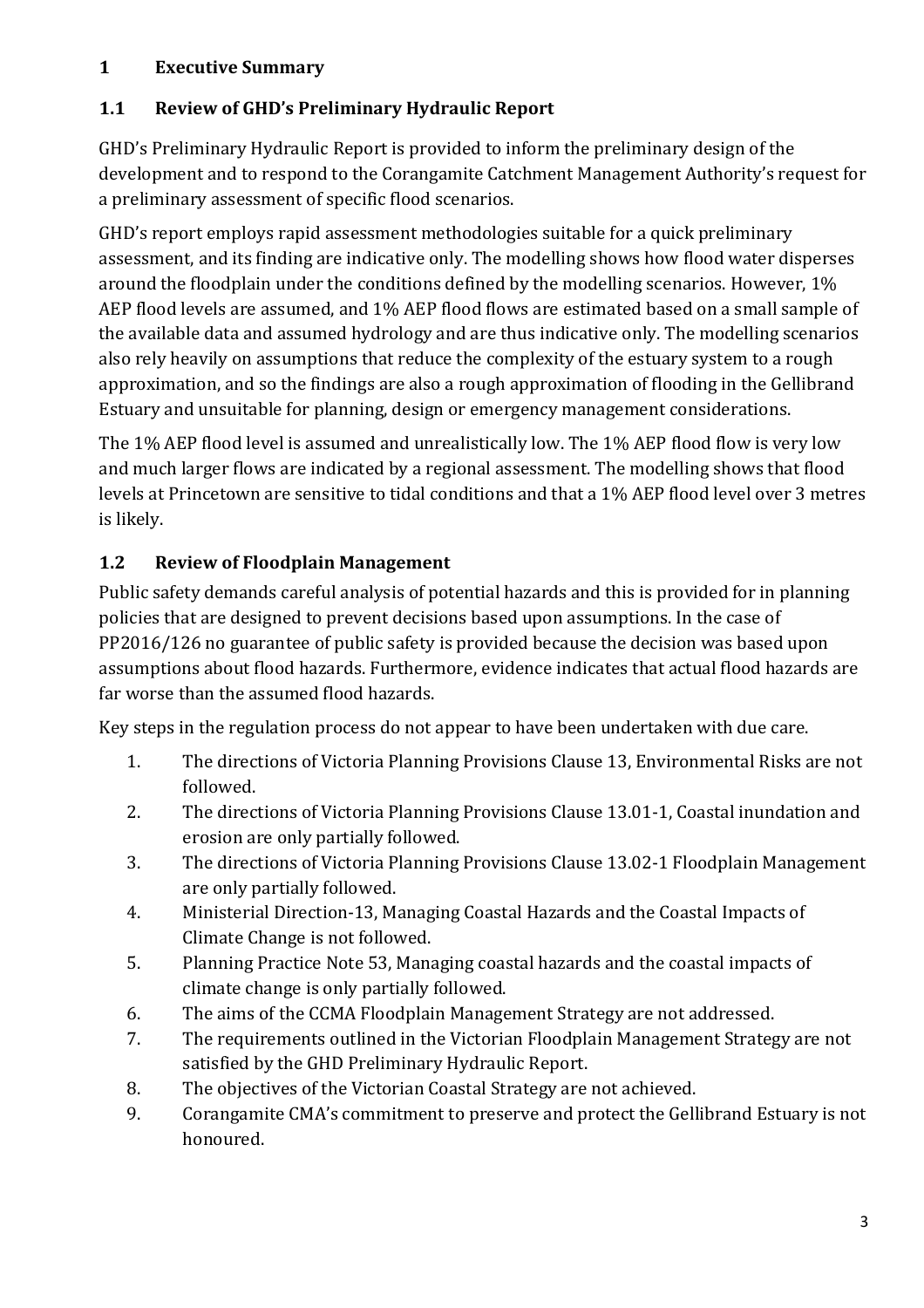# 1 Executive Summary

## 1.1 Review of GHD's Preliminary Hydraulic Report

GHD's Preliminary Hydraulic Report is provided to inform the preliminary design of the development and to respond to the Corangamite Catchment Management Authority's request for a preliminary assessment of specific flood scenarios.

GHD's report employs rapid assessment methodologies suitable for a quick preliminary assessment, and its finding are indicative only. The modelling shows how flood water disperses around the floodplain under the conditions defined by the modelling scenarios. However, 1% AEP flood levels are assumed, and 1% AEP flood flows are estimated based on a small sample of the available data and assumed hydrology and are thus indicative only. The modelling scenarios also rely heavily on assumptions that reduce the complexity of the estuary system to a rough approximation, and so the findings are also a rough approximation of flooding in the Gellibrand Estuary and unsuitable for planning, design or emergency management considerations.

The 1% AEP flood level is assumed and unrealistically low. The 1% AEP flood flow is very low and much larger flows are indicated by a regional assessment. The modelling shows that flood levels at Princetown are sensitive to tidal conditions and that a 1% AEP flood level over 3 metres is likely.

## 1.2 Review of Floodplain Management

Public safety demands careful analysis of potential hazards and this is provided for in planning policies that are designed to prevent decisions based upon assumptions. In the case of PP2016/126 no guarantee of public safety is provided because the decision was based upon assumptions about flood hazards. Furthermore, evidence indicates that actual flood hazards are far worse than the assumed flood hazards.

Key steps in the regulation process do not appear to have been undertaken with due care.

1. The directions of Victoria Planning Provisions Clause 13, Environmental Risks are not followed.
2. The directions of Victoria Planning Provisions Clause 13.01-1, Coastal inundation and erosion are only partially followed.
3. The directions of Victoria Planning Provisions Clause 13.02-1 Floodplain Management are only partially followed.
4. Ministerial Direction-13, Managing Coastal Hazards and the Coastal Impacts of Climate Change is not followed.
5. Planning Practice Note 53, Managing coastal hazards and the coastal impacts of climate change is only partially followed.
6. The aims of the CCMA Floodplain Management Strategy are not addressed.
7. The requirements outlined in the Victorian Floodplain Management Strategy are not satisfied by the GHD Preliminary Hydraulic Report.
8. The objectives of the Victorian Coastal Strategy are not achieved.
9. Corangamite CMA's commitment to preserve and protect the Gellibrand Estuary is not honoured.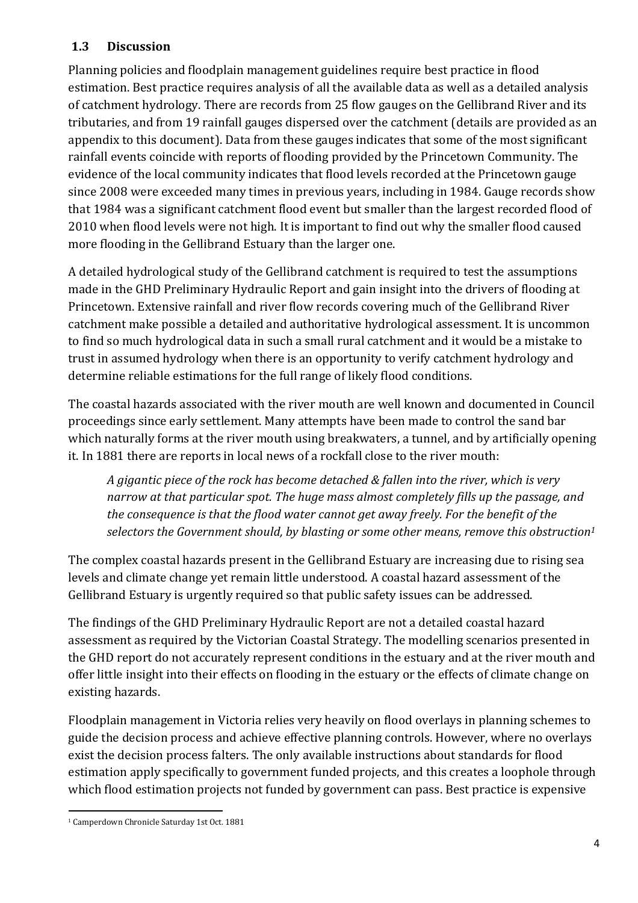### 1.3 Discussion

Planning policies and floodplain management guidelines require best practice in flood estimation. Best practice requires analysis of all the available data as well as a detailed analysis of catchment hydrology. There are records from 25 flow gauges on the Gellibrand River and its tributaries, and from 19 rainfall gauges dispersed over the catchment (details are provided as an appendix to this document). Data from these gauges indicates that some of the most significant rainfall events coincide with reports of flooding provided by the Princetown Community. The evidence of the local community indicates that flood levels recorded at the Princetown gauge since 2008 were exceeded many times in previous years, including in 1984. Gauge records show that 1984 was a significant catchment flood event but smaller than the largest recorded flood of 2010 when flood levels were not high. It is important to find out why the smaller flood caused more flooding in the Gellibrand Estuary than the larger one.

A detailed hydrological study of the Gellibrand catchment is required to test the assumptions made in the GHD Preliminary Hydraulic Report and gain insight into the drivers of flooding at Princetown. Extensive rainfall and river flow records covering much of the Gellibrand River catchment make possible a detailed and authoritative hydrological assessment. It is uncommon to find so much hydrological data in such a small rural catchment and it would be a mistake to trust in assumed hydrology when there is an opportunity to verify catchment hydrology and determine reliable estimations for the full range of likely flood conditions.

The coastal hazards associated with the river mouth are well known and documented in Council proceedings since early settlement. Many attempts have been made to control the sand bar which naturally forms at the river mouth using breakwaters, a tunnel, and by artificially opening it. In 1881 there are reports in local news of a rockfall close to the river mouth:

> *A gigantic piece of the rock has become detached & fallen into the river, which is very narrow at that particular spot. The huge mass almost completely fills up the passage, and the consequence is that the flood water cannot get away freely. For the benefit of the selectors the Government should, by blasting or some other means, remove this obstruction*[1]

The complex coastal hazards present in the Gellibrand Estuary are increasing due to rising sea levels and climate change yet remain little understood. A coastal hazard assessment of the Gellibrand Estuary is urgently required so that public safety issues can be addressed.

The findings of the GHD Preliminary Hydraulic Report are not a detailed coastal hazard assessment as required by the Victorian Coastal Strategy. The modelling scenarios presented in the GHD report do not accurately represent conditions in the estuary and at the river mouth and offer little insight into their effects on flooding in the estuary or the effects of climate change on existing hazards.

Floodplain management in Victoria relies very heavily on flood overlays in planning schemes to guide the decision process and achieve effective planning controls. However, where no overlays exist the decision process falters. The only available instructions about standards for flood estimation apply specifically to government funded projects, and this creates a loophole through which flood estimation projects not funded by government can pass. Best practice is expensive

---

[1] Camperdown Chronicle Saturday 1st Oct. 1881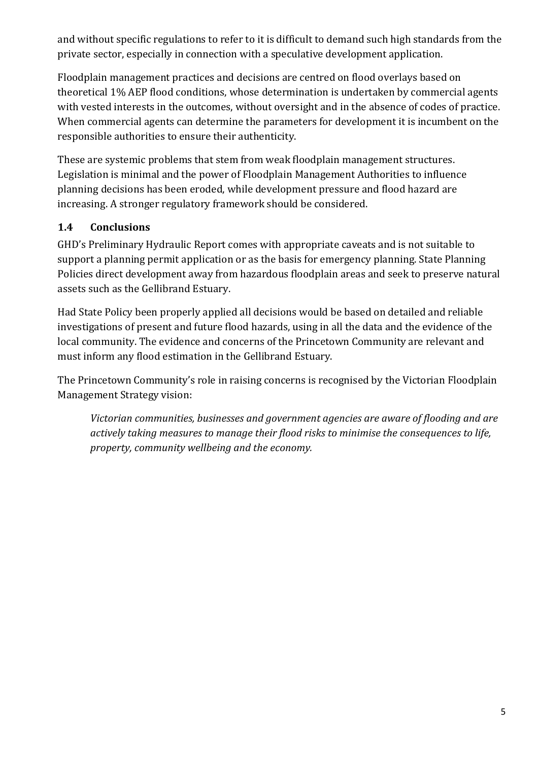and without specific regulations to refer to it is difficult to demand such high standards from the private sector, especially in connection with a speculative development application.

Floodplain management practices and decisions are centred on flood overlays based on theoretical 1% AEP flood conditions, whose determination is undertaken by commercial agents with vested interests in the outcomes, without oversight and in the absence of codes of practice. When commercial agents can determine the parameters for development it is incumbent on the responsible authorities to ensure their authenticity.

These are systemic problems that stem from weak floodplain management structures. Legislation is minimal and the power of Floodplain Management Authorities to influence planning decisions has been eroded, while development pressure and flood hazard are increasing. A stronger regulatory framework should be considered.

### 1.4 Conclusions

GHD's Preliminary Hydraulic Report comes with appropriate caveats and is not suitable to support a planning permit application or as the basis for emergency planning. State Planning Policies direct development away from hazardous floodplain areas and seek to preserve natural assets such as the Gellibrand Estuary.

Had State Policy been properly applied all decisions would be based on detailed and reliable investigations of present and future flood hazards, using in all the data and the evidence of the local community. The evidence and concerns of the Princetown Community are relevant and must inform any flood estimation in the Gellibrand Estuary.

The Princetown Community's role in raising concerns is recognised by the Victorian Floodplain Management Strategy vision:

> *Victorian communities, businesses and government agencies are aware of flooding and are actively taking measures to manage their flood risks to minimise the consequences to life, property, community wellbeing and the economy.*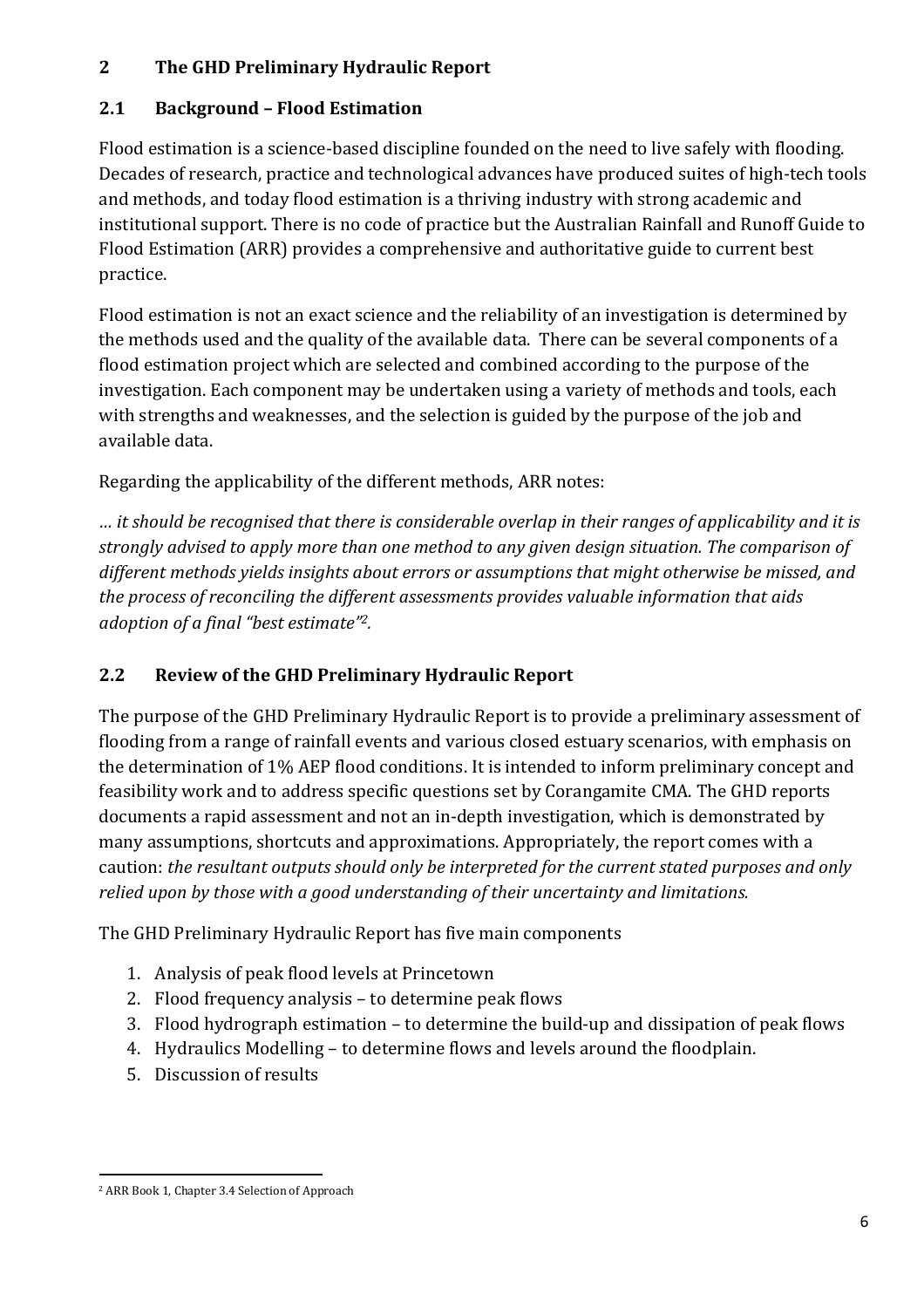## 2 The GHD Preliminary Hydraulic Report

### 2.1 Background – Flood Estimation

Flood estimation is a science-based discipline founded on the need to live safely with flooding. Decades of research, practice and technological advances have produced suites of high-tech tools and methods, and today flood estimation is a thriving industry with strong academic and institutional support. There is no code of practice but the Australian Rainfall and Runoff Guide to Flood Estimation (ARR) provides a comprehensive and authoritative guide to current best practice.

Flood estimation is not an exact science and the reliability of an investigation is determined by the methods used and the quality of the available data. There can be several components of a flood estimation project which are selected and combined according to the purpose of the investigation. Each component may be undertaken using a variety of methods and tools, each with strengths and weaknesses, and the selection is guided by the purpose of the job and available data.

Regarding the applicability of the different methods, ARR notes:

*… it should be recognised that there is considerable overlap in their ranges of applicability and it is strongly advised to apply more than one method to any given design situation. The comparison of different methods yields insights about errors or assumptions that might otherwise be missed, and the process of reconciling the different assessments provides valuable information that aids adoption of a final "best estimate"[2].*

### 2.2 Review of the GHD Preliminary Hydraulic Report

The purpose of the GHD Preliminary Hydraulic Report is to provide a preliminary assessment of flooding from a range of rainfall events and various closed estuary scenarios, with emphasis on the determination of 1% AEP flood conditions. It is intended to inform preliminary concept and feasibility work and to address specific questions set by Corangamite CMA. The GHD reports documents a rapid assessment and not an in-depth investigation, which is demonstrated by many assumptions, shortcuts and approximations. Appropriately, the report comes with a caution: *the resultant outputs should only be interpreted for the current stated purposes and only relied upon by those with a good understanding of their uncertainty and limitations.*

The GHD Preliminary Hydraulic Report has five main components

1. Analysis of peak flood levels at Princetown
2. Flood frequency analysis – to determine peak flows
3. Flood hydrograph estimation – to determine the build-up and dissipation of peak flows
4. Hydraulics Modelling – to determine flows and levels around the floodplain.
5. Discussion of results

---

[2] ARR Book 1, Chapter 3.4 Selection of Approach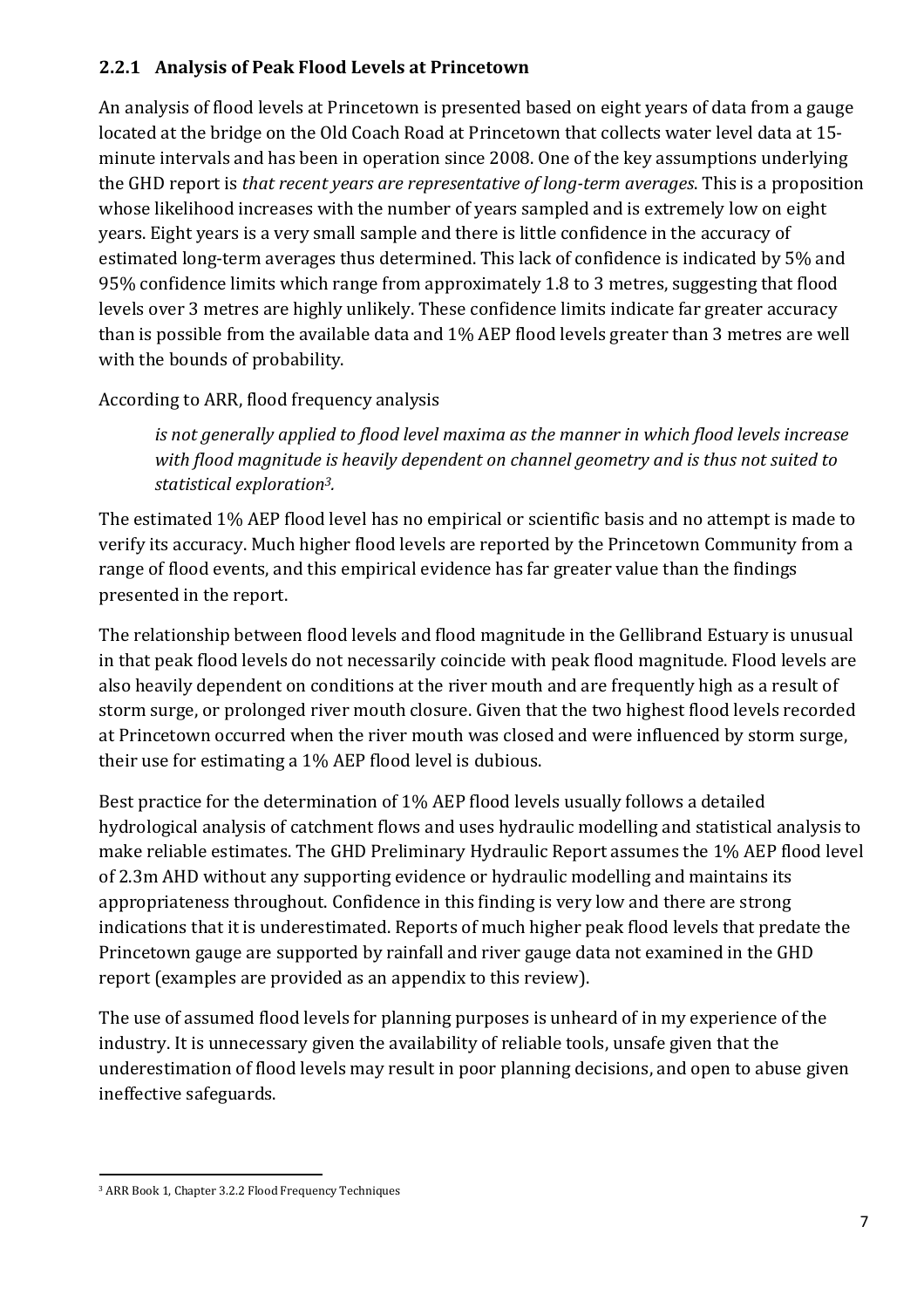### 2.2.1 Analysis of Peak Flood Levels at Princetown

An analysis of flood levels at Princetown is presented based on eight years of data from a gauge located at the bridge on the Old Coach Road at Princetown that collects water level data at 15-minute intervals and has been in operation since 2008. One of the key assumptions underlying the GHD report is *that recent years are representative of long-term averages*. This is a proposition whose likelihood increases with the number of years sampled and is extremely low on eight years. Eight years is a very small sample and there is little confidence in the accuracy of estimated long-term averages thus determined. This lack of confidence is indicated by 5% and 95% confidence limits which range from approximately 1.8 to 3 metres, suggesting that flood levels over 3 metres are highly unlikely. These confidence limits indicate far greater accuracy than is possible from the available data and 1% AEP flood levels greater than 3 metres are well with the bounds of probability.

According to ARR, flood frequency analysis

> *is not generally applied to flood level maxima as the manner in which flood levels increase with flood magnitude is heavily dependent on channel geometry and is thus not suited to statistical exploration[3].*

The estimated 1% AEP flood level has no empirical or scientific basis and no attempt is made to verify its accuracy. Much higher flood levels are reported by the Princetown Community from a range of flood events, and this empirical evidence has far greater value than the findings presented in the report.

The relationship between flood levels and flood magnitude in the Gellibrand Estuary is unusual in that peak flood levels do not necessarily coincide with peak flood magnitude. Flood levels are also heavily dependent on conditions at the river mouth and are frequently high as a result of storm surge, or prolonged river mouth closure. Given that the two highest flood levels recorded at Princetown occurred when the river mouth was closed and were influenced by storm surge, their use for estimating a 1% AEP flood level is dubious.

Best practice for the determination of 1% AEP flood levels usually follows a detailed hydrological analysis of catchment flows and uses hydraulic modelling and statistical analysis to make reliable estimates. The GHD Preliminary Hydraulic Report assumes the 1% AEP flood level of 2.3m AHD without any supporting evidence or hydraulic modelling and maintains its appropriateness throughout. Confidence in this finding is very low and there are strong indications that it is underestimated. Reports of much higher peak flood levels that predate the Princetown gauge are supported by rainfall and river gauge data not examined in the GHD report (examples are provided as an appendix to this review).

The use of assumed flood levels for planning purposes is unheard of in my experience of the industry. It is unnecessary given the availability of reliable tools, unsafe given that the underestimation of flood levels may result in poor planning decisions, and open to abuse given ineffective safeguards.

---

[3] ARR Book 1, Chapter 3.2.2 Flood Frequency Techniques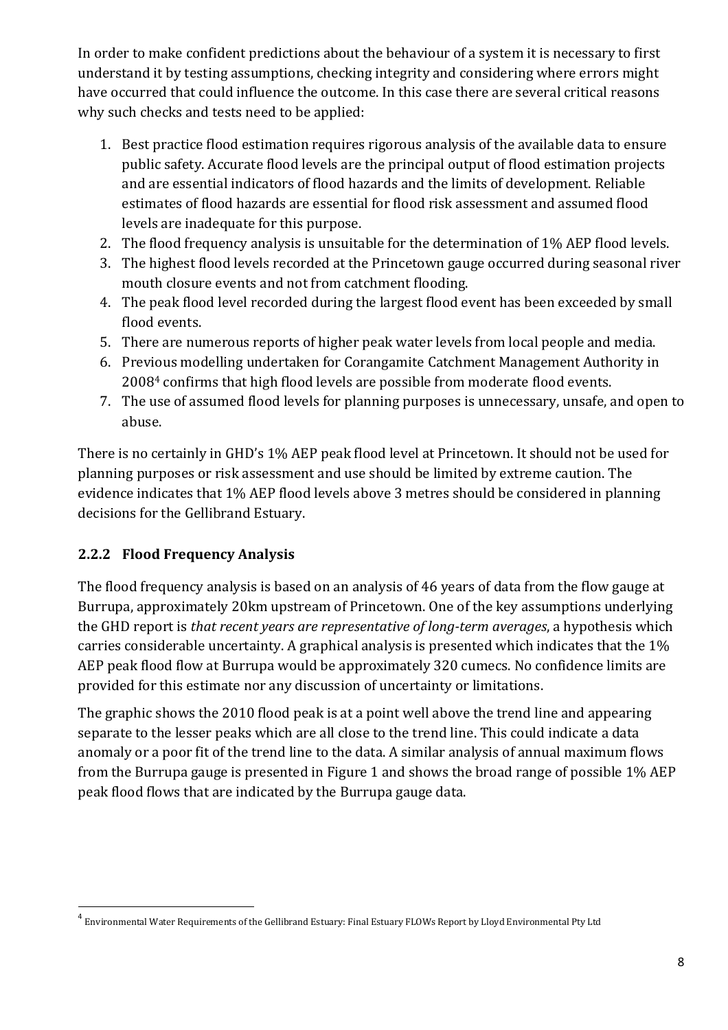In order to make confident predictions about the behaviour of a system it is necessary to first understand it by testing assumptions, checking integrity and considering where errors might have occurred that could influence the outcome. In this case there are several critical reasons why such checks and tests need to be applied:

1. Best practice flood estimation requires rigorous analysis of the available data to ensure public safety. Accurate flood levels are the principal output of flood estimation projects and are essential indicators of flood hazards and the limits of development. Reliable estimates of flood hazards are essential for flood risk assessment and assumed flood levels are inadequate for this purpose.
2. The flood frequency analysis is unsuitable for the determination of 1% AEP flood levels.
3. The highest flood levels recorded at the Princetown gauge occurred during seasonal river mouth closure events and not from catchment flooding.
4. The peak flood level recorded during the largest flood event has been exceeded by small flood events.
5. There are numerous reports of higher peak water levels from local people and media.
6. Previous modelling undertaken for Corangamite Catchment Management Authority in 2008[4] confirms that high flood levels are possible from moderate flood events.
7. The use of assumed flood levels for planning purposes is unnecessary, unsafe, and open to abuse.

There is no certainly in GHD's 1% AEP peak flood level at Princetown. It should not be used for planning purposes or risk assessment and use should be limited by extreme caution. The evidence indicates that 1% AEP flood levels above 3 metres should be considered in planning decisions for the Gellibrand Estuary.

### 2.2.2 Flood Frequency Analysis

The flood frequency analysis is based on an analysis of 46 years of data from the flow gauge at Burrupa, approximately 20km upstream of Princetown. One of the key assumptions underlying the GHD report is *that recent years are representative of long-term averages*, a hypothesis which carries considerable uncertainty. A graphical analysis is presented which indicates that the 1% AEP peak flood flow at Burrupa would be approximately 320 cumecs. No confidence limits are provided for this estimate nor any discussion of uncertainty or limitations.

The graphic shows the 2010 flood peak is at a point well above the trend line and appearing separate to the lesser peaks which are all close to the trend line. This could indicate a data anomaly or a poor fit of the trend line to the data. A similar analysis of annual maximum flows from the Burrupa gauge is presented in Figure 1 and shows the broad range of possible 1% AEP peak flood flows that are indicated by the Burrupa gauge data.

[4] Environmental Water Requirements of the Gellibrand Estuary: Final Estuary FLOWs Report by Lloyd Environmental Pty Ltd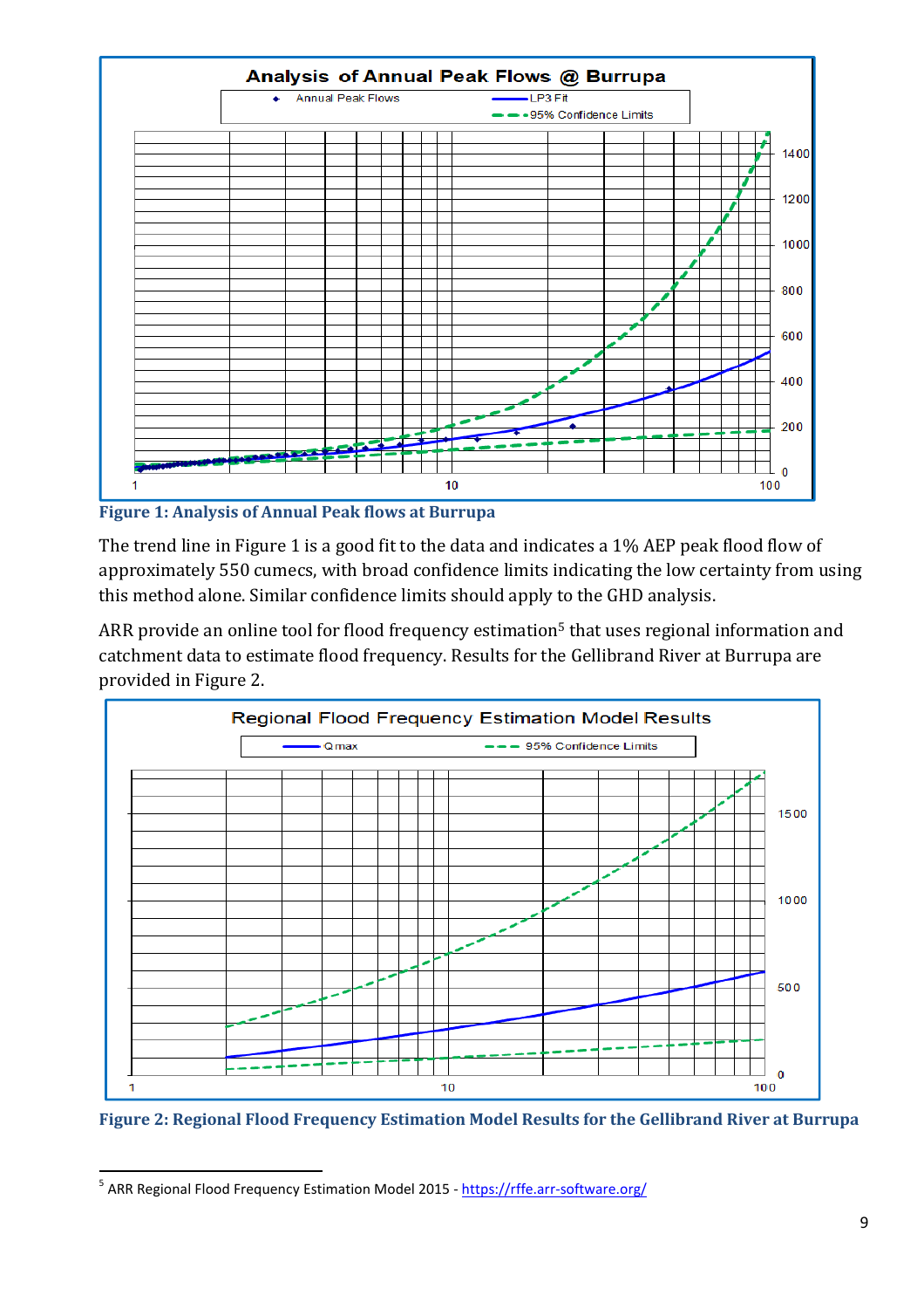Figure 1: Analysis of Annual Peak flows at Burrupa

The trend line in Figure 1 is a good fit to the data and indicates a 1% AEP peak flood flow of approximately 550 cumecs, with broad confidence limits indicating the low certainty from using this method alone. Similar confidence limits should apply to the GHD analysis.

ARR provide an online tool for flood frequency estimation[5] that uses regional information and catchment data to estimate flood frequency. Results for the Gellibrand River at Burrupa are provided in Figure 2.

Figure 2: Regional Flood Frequency Estimation Model Results for the Gellibrand River at Burrupa

[5] ARR Regional Flood Frequency Estimation Model 2015 - https://rffe.arr-software.org/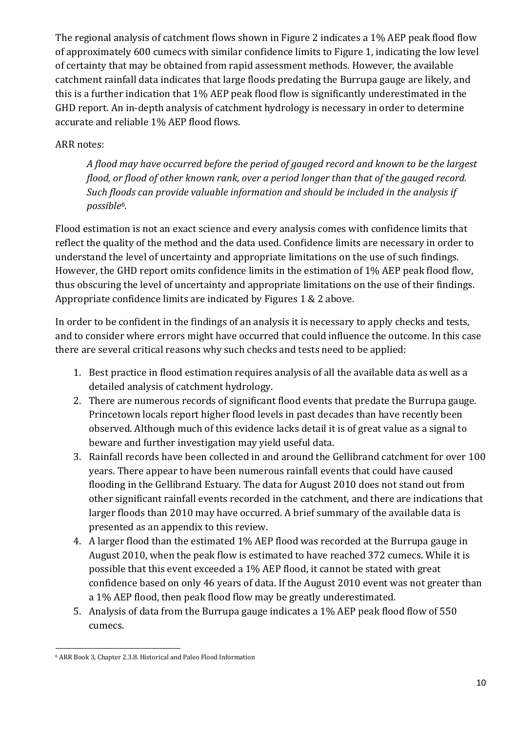The regional analysis of catchment flows shown in Figure 2 indicates a 1% AEP peak flood flow of approximately 600 cumecs with similar confidence limits to Figure 1, indicating the low level of certainty that may be obtained from rapid assessment methods. However, the available catchment rainfall data indicates that large floods predating the Burrupa gauge are likely, and this is a further indication that 1% AEP peak flood flow is significantly underestimated in the GHD report. An in-depth analysis of catchment hydrology is necessary in order to determine accurate and reliable 1% AEP flood flows.

ARR notes:

> *A flood may have occurred before the period of gauged record and known to be the largest flood, or flood of other known rank, over a period longer than that of the gauged record. Such floods can provide valuable information and should be included in the analysis if possible[6].*

Flood estimation is not an exact science and every analysis comes with confidence limits that reflect the quality of the method and the data used. Confidence limits are necessary in order to understand the level of uncertainty and appropriate limitations on the use of such findings. However, the GHD report omits confidence limits in the estimation of 1% AEP peak flood flow, thus obscuring the level of uncertainty and appropriate limitations on the use of their findings. Appropriate confidence limits are indicated by Figures 1 & 2 above.

In order to be confident in the findings of an analysis it is necessary to apply checks and tests, and to consider where errors might have occurred that could influence the outcome. In this case there are several critical reasons why such checks and tests need to be applied:

1. Best practice in flood estimation requires analysis of all the available data as well as a detailed analysis of catchment hydrology.
2. There are numerous records of significant flood events that predate the Burrupa gauge. Princetown locals report higher flood levels in past decades than have recently been observed. Although much of this evidence lacks detail it is of great value as a signal to beware and further investigation may yield useful data.
3. Rainfall records have been collected in and around the Gellibrand catchment for over 100 years. There appear to have been numerous rainfall events that could have caused flooding in the Gellibrand Estuary. The data for August 2010 does not stand out from other significant rainfall events recorded in the catchment, and there are indications that larger floods than 2010 may have occurred. A brief summary of the available data is presented as an appendix to this review.
4. A larger flood than the estimated 1% AEP flood was recorded at the Burrupa gauge in August 2010, when the peak flow is estimated to have reached 372 cumecs. While it is possible that this event exceeded a 1% AEP flood, it cannot be stated with great confidence based on only 46 years of data. If the August 2010 event was not greater than a 1% AEP flood, then peak flood flow may be greatly underestimated.
5. Analysis of data from the Burrupa gauge indicates a 1% AEP peak flood flow of 550 cumecs.

[6] ARR Book 3, Chapter 2.3.8. Historical and Paleo Flood Information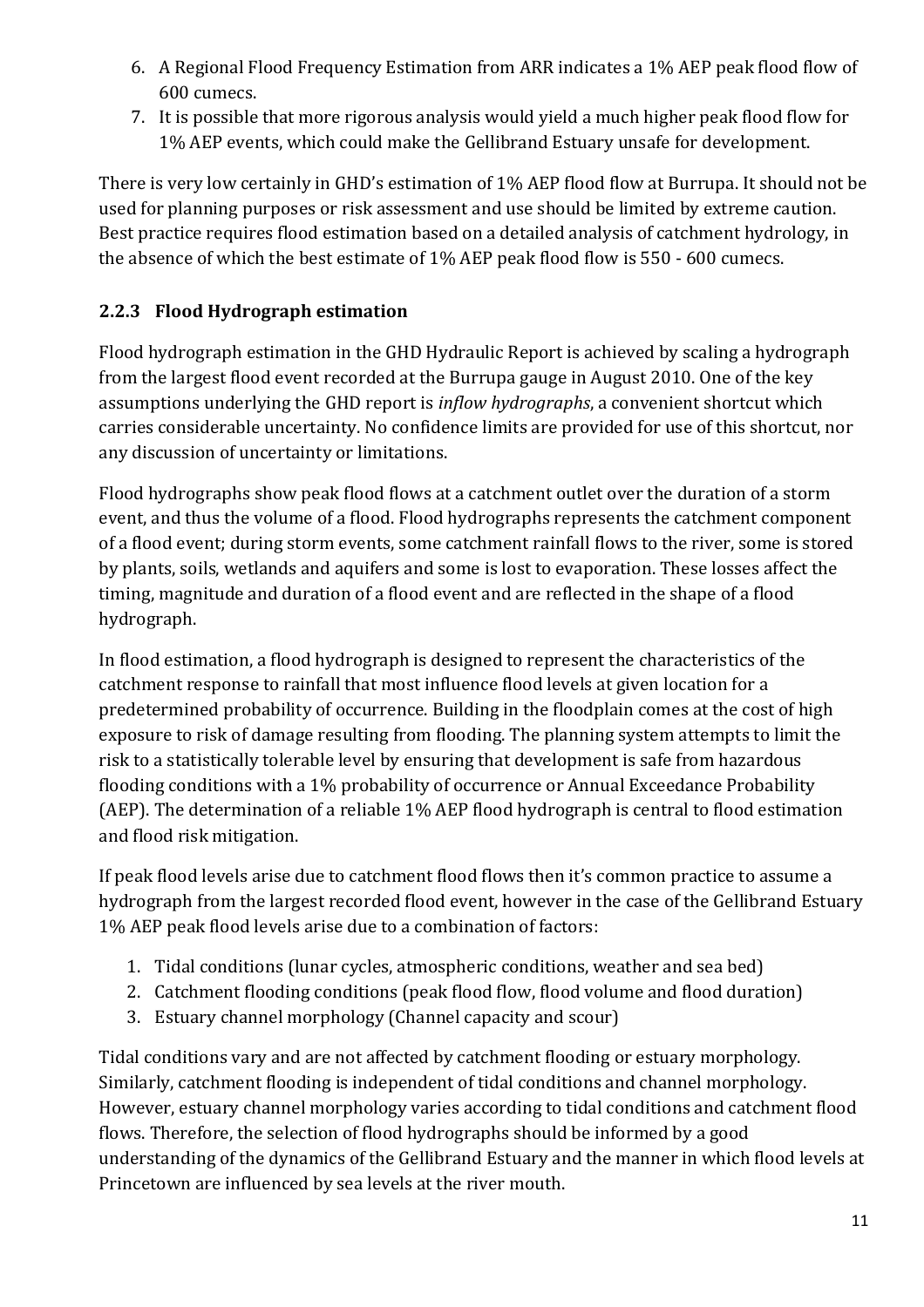6. A Regional Flood Frequency Estimation from ARR indicates a 1% AEP peak flood flow of 600 cumecs.
7. It is possible that more rigorous analysis would yield a much higher peak flood flow for 1% AEP events, which could make the Gellibrand Estuary unsafe for development.

There is very low certainly in GHD's estimation of 1% AEP flood flow at Burrupa. It should not be used for planning purposes or risk assessment and use should be limited by extreme caution. Best practice requires flood estimation based on a detailed analysis of catchment hydrology, in the absence of which the best estimate of 1% AEP peak flood flow is 550 - 600 cumecs.

### 2.2.3 Flood Hydrograph estimation

Flood hydrograph estimation in the GHD Hydraulic Report is achieved by scaling a hydrograph from the largest flood event recorded at the Burrupa gauge in August 2010. One of the key assumptions underlying the GHD report is *inflow hydrographs*, a convenient shortcut which carries considerable uncertainty. No confidence limits are provided for use of this shortcut, nor any discussion of uncertainty or limitations.

Flood hydrographs show peak flood flows at a catchment outlet over the duration of a storm event, and thus the volume of a flood. Flood hydrographs represents the catchment component of a flood event; during storm events, some catchment rainfall flows to the river, some is stored by plants, soils, wetlands and aquifers and some is lost to evaporation. These losses affect the timing, magnitude and duration of a flood event and are reflected in the shape of a flood hydrograph.

In flood estimation, a flood hydrograph is designed to represent the characteristics of the catchment response to rainfall that most influence flood levels at given location for a predetermined probability of occurrence. Building in the floodplain comes at the cost of high exposure to risk of damage resulting from flooding. The planning system attempts to limit the risk to a statistically tolerable level by ensuring that development is safe from hazardous flooding conditions with a 1% probability of occurrence or Annual Exceedance Probability (AEP). The determination of a reliable 1% AEP flood hydrograph is central to flood estimation and flood risk mitigation.

If peak flood levels arise due to catchment flood flows then it's common practice to assume a hydrograph from the largest recorded flood event, however in the case of the Gellibrand Estuary 1% AEP peak flood levels arise due to a combination of factors:

1. Tidal conditions (lunar cycles, atmospheric conditions, weather and sea bed)
2. Catchment flooding conditions (peak flood flow, flood volume and flood duration)
3. Estuary channel morphology (Channel capacity and scour)

Tidal conditions vary and are not affected by catchment flooding or estuary morphology. Similarly, catchment flooding is independent of tidal conditions and channel morphology. However, estuary channel morphology varies according to tidal conditions and catchment flood flows. Therefore, the selection of flood hydrographs should be informed by a good understanding of the dynamics of the Gellibrand Estuary and the manner in which flood levels at Princetown are influenced by sea levels at the river mouth.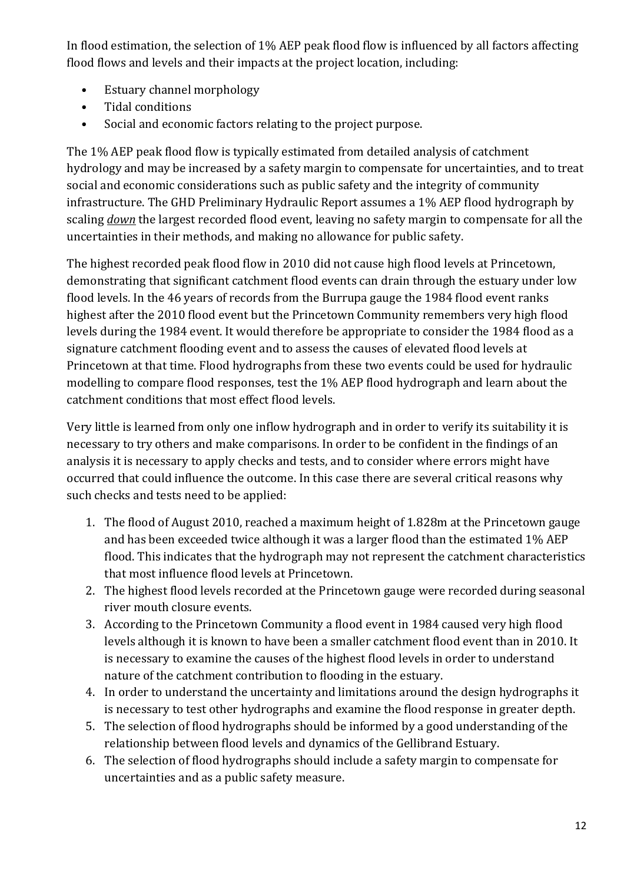In flood estimation, the selection of 1% AEP peak flood flow is influenced by all factors affecting flood flows and levels and their impacts at the project location, including:

- Estuary channel morphology
- Tidal conditions
- Social and economic factors relating to the project purpose.

The 1% AEP peak flood flow is typically estimated from detailed analysis of catchment hydrology and may be increased by a safety margin to compensate for uncertainties, and to treat social and economic considerations such as public safety and the integrity of community infrastructure. The GHD Preliminary Hydraulic Report assumes a 1% AEP flood hydrograph by scaling ***down*** the largest recorded flood event, leaving no safety margin to compensate for all the uncertainties in their methods, and making no allowance for public safety.

The highest recorded peak flood flow in 2010 did not cause high flood levels at Princetown, demonstrating that significant catchment flood events can drain through the estuary under low flood levels. In the 46 years of records from the Burrupa gauge the 1984 flood event ranks highest after the 2010 flood event but the Princetown Community remembers very high flood levels during the 1984 event. It would therefore be appropriate to consider the 1984 flood as a signature catchment flooding event and to assess the causes of elevated flood levels at Princetown at that time. Flood hydrographs from these two events could be used for hydraulic modelling to compare flood responses, test the 1% AEP flood hydrograph and learn about the catchment conditions that most effect flood levels.

Very little is learned from only one inflow hydrograph and in order to verify its suitability it is necessary to try others and make comparisons. In order to be confident in the findings of an analysis it is necessary to apply checks and tests, and to consider where errors might have occurred that could influence the outcome. In this case there are several critical reasons why such checks and tests need to be applied:

1. The flood of August 2010, reached a maximum height of 1.828m at the Princetown gauge and has been exceeded twice although it was a larger flood than the estimated 1% AEP flood. This indicates that the hydrograph may not represent the catchment characteristics that most influence flood levels at Princetown.
2. The highest flood levels recorded at the Princetown gauge were recorded during seasonal river mouth closure events.
3. According to the Princetown Community a flood event in 1984 caused very high flood levels although it is known to have been a smaller catchment flood event than in 2010. It is necessary to examine the causes of the highest flood levels in order to understand nature of the catchment contribution to flooding in the estuary.
4. In order to understand the uncertainty and limitations around the design hydrographs it is necessary to test other hydrographs and examine the flood response in greater depth.
5. The selection of flood hydrographs should be informed by a good understanding of the relationship between flood levels and dynamics of the Gellibrand Estuary.
6. The selection of flood hydrographs should include a safety margin to compensate for uncertainties and as a public safety measure.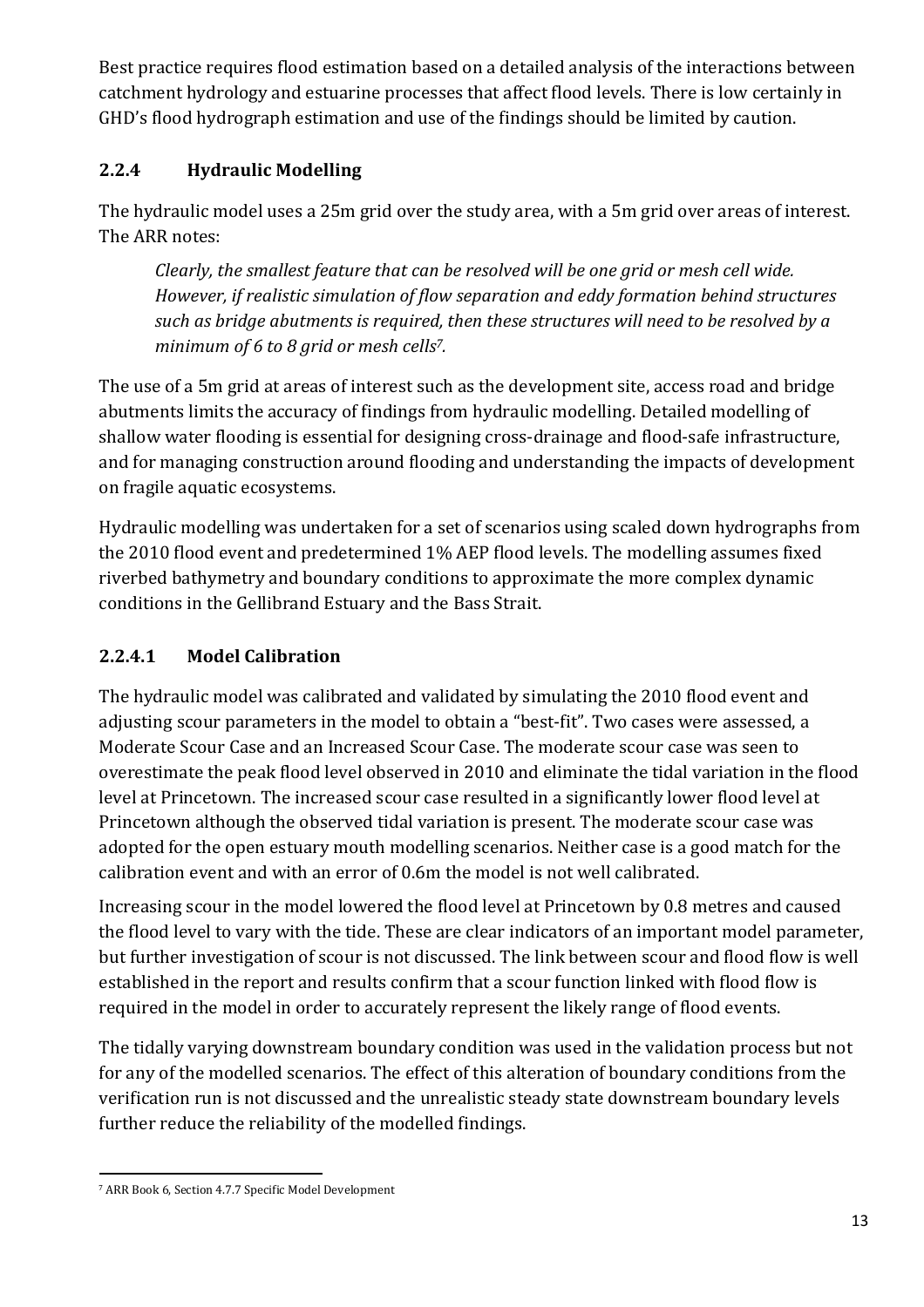Best practice requires flood estimation based on a detailed analysis of the interactions between catchment hydrology and estuarine processes that affect flood levels. There is low certainly in GHD's flood hydrograph estimation and use of the findings should be limited by caution.

### 2.2.4 Hydraulic Modelling

The hydraulic model uses a 25m grid over the study area, with a 5m grid over areas of interest. The ARR notes:

> *Clearly, the smallest feature that can be resolved will be one grid or mesh cell wide. However, if realistic simulation of flow separation and eddy formation behind structures such as bridge abutments is required, then these structures will need to be resolved by a minimum of 6 to 8 grid or mesh cells*[7]*.*

The use of a 5m grid at areas of interest such as the development site, access road and bridge abutments limits the accuracy of findings from hydraulic modelling. Detailed modelling of shallow water flooding is essential for designing cross-drainage and flood-safe infrastructure, and for managing construction around flooding and understanding the impacts of development on fragile aquatic ecosystems.

Hydraulic modelling was undertaken for a set of scenarios using scaled down hydrographs from the 2010 flood event and predetermined 1% AEP flood levels. The modelling assumes fixed riverbed bathymetry and boundary conditions to approximate the more complex dynamic conditions in the Gellibrand Estuary and the Bass Strait.

#### 2.2.4.1 Model Calibration

The hydraulic model was calibrated and validated by simulating the 2010 flood event and adjusting scour parameters in the model to obtain a "best-fit". Two cases were assessed, a Moderate Scour Case and an Increased Scour Case. The moderate scour case was seen to overestimate the peak flood level observed in 2010 and eliminate the tidal variation in the flood level at Princetown. The increased scour case resulted in a significantly lower flood level at Princetown although the observed tidal variation is present. The moderate scour case was adopted for the open estuary mouth modelling scenarios. Neither case is a good match for the calibration event and with an error of 0.6m the model is not well calibrated.

Increasing scour in the model lowered the flood level at Princetown by 0.8 metres and caused the flood level to vary with the tide. These are clear indicators of an important model parameter, but further investigation of scour is not discussed. The link between scour and flood flow is well established in the report and results confirm that a scour function linked with flood flow is required in the model in order to accurately represent the likely range of flood events.

The tidally varying downstream boundary condition was used in the validation process but not for any of the modelled scenarios. The effect of this alteration of boundary conditions from the verification run is not discussed and the unrealistic steady state downstream boundary levels further reduce the reliability of the modelled findings.

---

[7] ARR Book 6, Section 4.7.7 Specific Model Development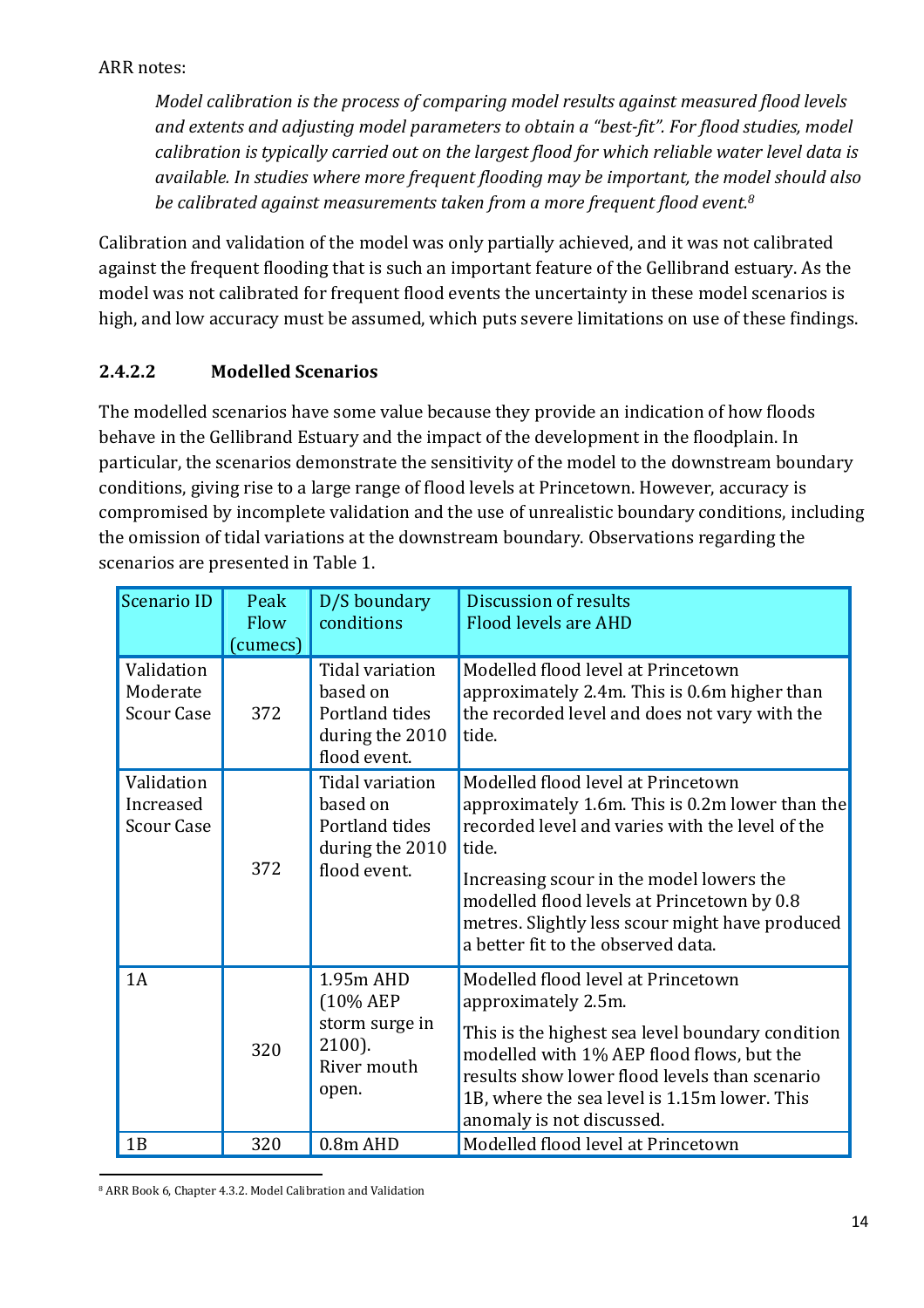ARR notes:

> *Model calibration is the process of comparing model results against measured flood levels and extents and adjusting model parameters to obtain a "best-fit". For flood studies, model calibration is typically carried out on the largest flood for which reliable water level data is available. In studies where more frequent flooding may be important, the model should also be calibrated against measurements taken from a more frequent flood event.*[8]

Calibration and validation of the model was only partially achieved, and it was not calibrated against the frequent flooding that is such an important feature of the Gellibrand estuary. As the model was not calibrated for frequent flood events the uncertainty in these model scenarios is high, and low accuracy must be assumed, which puts severe limitations on use of these findings.

#### 2.4.2.2 Modelled Scenarios

The modelled scenarios have some value because they provide an indication of how floods behave in the Gellibrand Estuary and the impact of the development in the floodplain. In particular, the scenarios demonstrate the sensitivity of the model to the downstream boundary conditions, giving rise to a large range of flood levels at Princetown. However, accuracy is compromised by incomplete validation and the use of unrealistic boundary conditions, including the omission of tidal variations at the downstream boundary. Observations regarding the scenarios are presented in Table 1.

| Scenario ID | Peak Flow (cumecs) | D/S boundary conditions | Discussion of results Flood levels are AHD |
|---|---|---|---|
| Validation Moderate Scour Case | 372 | Tidal variation based on Portland tides during the 2010 flood event. | Modelled flood level at Princetown approximately 2.4m. This is 0.6m higher than the recorded level and does not vary with the tide. |
| Validation Increased Scour Case | 372 | Tidal variation based on Portland tides during the 2010 flood event. | Modelled flood level at Princetown approximately 1.6m. This is 0.2m lower than the recorded level and varies with the level of the tide.<br>Increasing scour in the model lowers the modelled flood levels at Princetown by 0.8 metres. Slightly less scour might have produced a better fit to the observed data. |
| 1A | 320 | 1.95m AHD (10% AEP storm surge in 2100). River mouth open. | Modelled flood level at Princetown approximately 2.5m.<br>This is the highest sea level boundary condition modelled with 1% AEP flood flows, but the results show lower flood levels than scenario 1B, where the sea level is 1.15m lower. This anomaly is not discussed. |
| 1B | 320 | 0.8m AHD | Modelled flood level at Princetown |

[8] ARR Book 6, Chapter 4.3.2. Model Calibration and Validation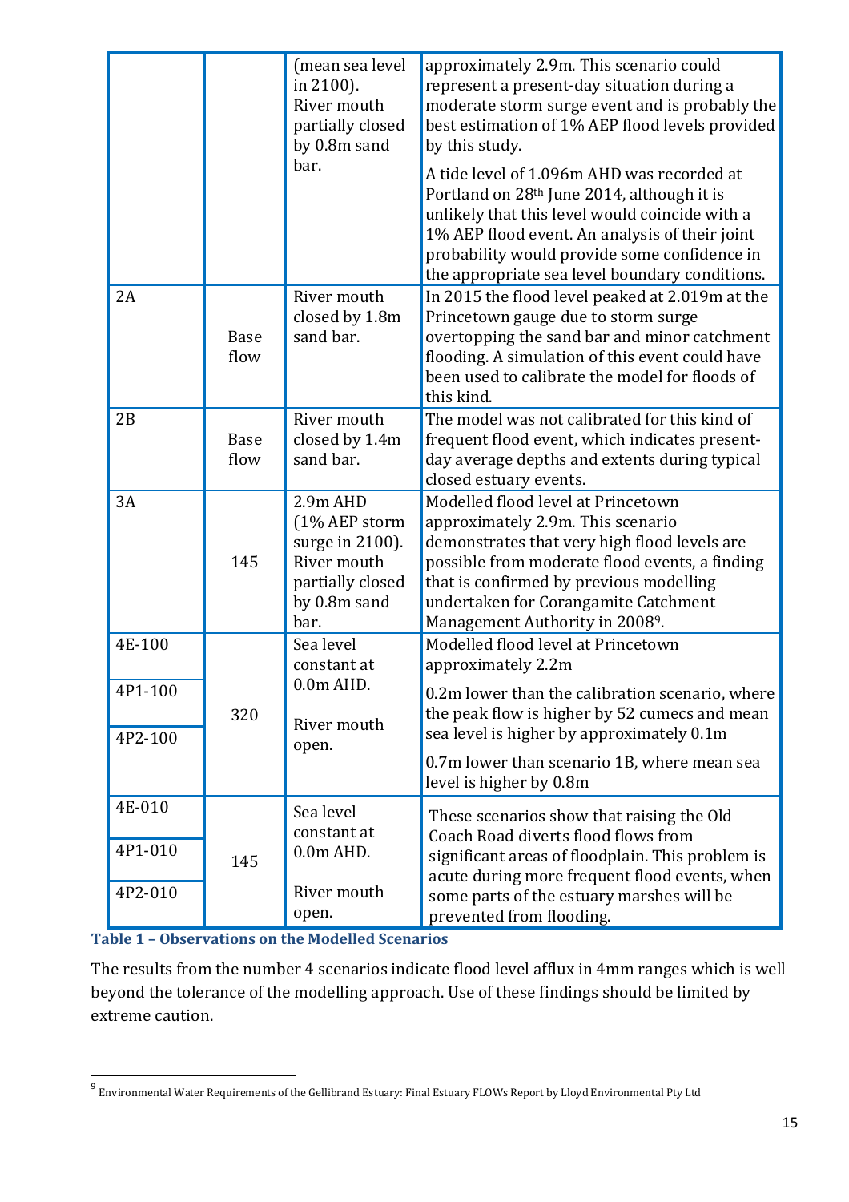| | | (mean sea level in 2100). River mouth partially closed by 0.8m sand bar. | approximately 2.9m. This scenario could represent a present-day situation during a moderate storm surge event and is probably the best estimation of 1% AEP flood levels provided by this study.<br><br>A tide level of 1.096m AHD was recorded at Portland on 28th June 2014, although it is unlikely that this level would coincide with a 1% AEP flood event. An analysis of their joint probability would provide some confidence in the appropriate sea level boundary conditions. |
|---|---|---|---|
| 2A | Base flow | River mouth closed by 1.8m sand bar. | In 2015 the flood level peaked at 2.019m at the Princetown gauge due to storm surge overtopping the sand bar and minor catchment flooding. A simulation of this event could have been used to calibrate the model for floods of this kind. |
| 2B | Base flow | River mouth closed by 1.4m sand bar. | The model was not calibrated for this kind of frequent flood event, which indicates present-day average depths and extents during typical closed estuary events. |
| 3A | 145 | 2.9m AHD (1% AEP storm surge in 2100). River mouth partially closed by 0.8m sand bar. | Modelled flood level at Princetown approximately 2.9m. This scenario demonstrates that very high flood levels are possible from moderate flood events, a finding that is confirmed by previous modelling undertaken for Corangamite Catchment Management Authority in 2008[9]. |
| 4E-100<br>4P1-100<br>4P2-100 | 320 | Sea level constant at 0.0m AHD.<br><br>River mouth open. | Modelled flood level at Princetown approximately 2.2m<br><br>0.2m lower than the calibration scenario, where the peak flow is higher by 52 cumecs and mean sea level is higher by approximately 0.1m<br><br>0.7m lower than scenario 1B, where mean sea level is higher by 0.8m |
| 4E-010<br>4P1-010<br>4P2-010 | 145 | Sea level constant at 0.0m AHD.<br><br>River mouth open. | These scenarios show that raising the Old Coach Road diverts flood flows from significant areas of floodplain. This problem is acute during more frequent flood events, when some parts of the estuary marshes will be prevented from flooding. |

**Table 1 – Observations on the Modelled Scenarios**

The results from the number 4 scenarios indicate flood level afflux in 4mm ranges which is well beyond the tolerance of the modelling approach. Use of these findings should be limited by extreme caution.

[9] Environmental Water Requirements of the Gellibrand Estuary: Final Estuary FLOWs Report by Lloyd Environmental Pty Ltd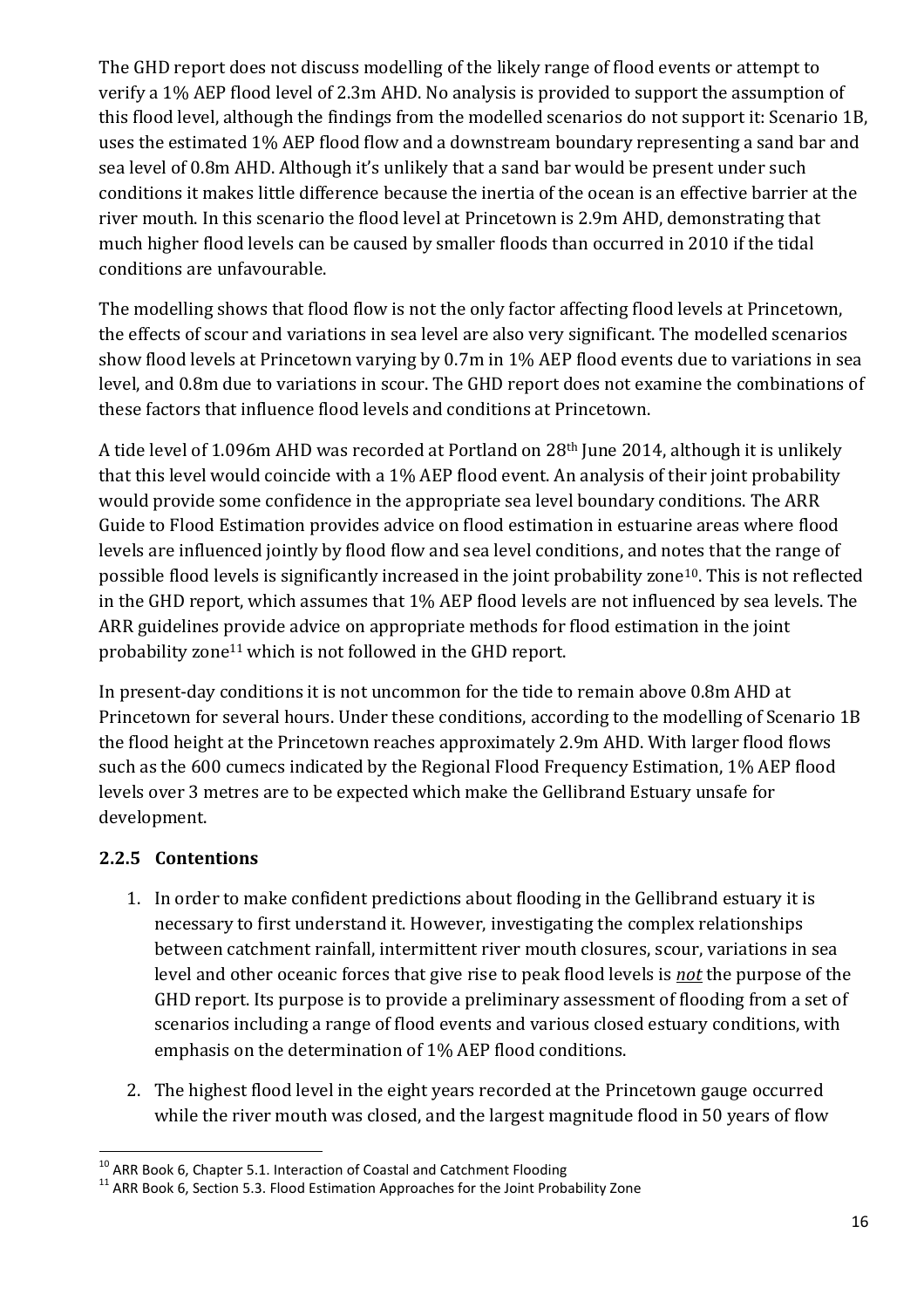The GHD report does not discuss modelling of the likely range of flood events or attempt to verify a 1% AEP flood level of 2.3m AHD. No analysis is provided to support the assumption of this flood level, although the findings from the modelled scenarios do not support it: Scenario 1B, uses the estimated 1% AEP flood flow and a downstream boundary representing a sand bar and sea level of 0.8m AHD. Although it's unlikely that a sand bar would be present under such conditions it makes little difference because the inertia of the ocean is an effective barrier at the river mouth. In this scenario the flood level at Princetown is 2.9m AHD, demonstrating that much higher flood levels can be caused by smaller floods than occurred in 2010 if the tidal conditions are unfavourable.

The modelling shows that flood flow is not the only factor affecting flood levels at Princetown, the effects of scour and variations in sea level are also very significant. The modelled scenarios show flood levels at Princetown varying by 0.7m in 1% AEP flood events due to variations in sea level, and 0.8m due to variations in scour. The GHD report does not examine the combinations of these factors that influence flood levels and conditions at Princetown.

A tide level of 1.096m AHD was recorded at Portland on 28th June 2014, although it is unlikely that this level would coincide with a 1% AEP flood event. An analysis of their joint probability would provide some confidence in the appropriate sea level boundary conditions. The ARR Guide to Flood Estimation provides advice on flood estimation in estuarine areas where flood levels are influenced jointly by flood flow and sea level conditions, and notes that the range of possible flood levels is significantly increased in the joint probability zone[10]. This is not reflected in the GHD report, which assumes that 1% AEP flood levels are not influenced by sea levels. The ARR guidelines provide advice on appropriate methods for flood estimation in the joint probability zone[11] which is not followed in the GHD report.

In present-day conditions it is not uncommon for the tide to remain above 0.8m AHD at Princetown for several hours. Under these conditions, according to the modelling of Scenario 1B the flood height at the Princetown reaches approximately 2.9m AHD. With larger flood flows such as the 600 cumecs indicated by the Regional Flood Frequency Estimation, 1% AEP flood levels over 3 metres are to be expected which make the Gellibrand Estuary unsafe for development.

### 2.2.5 Contentions

1. In order to make confident predictions about flooding in the Gellibrand estuary it is necessary to first understand it. However, investigating the complex relationships between catchment rainfall, intermittent river mouth closures, scour, variations in sea level and other oceanic forces that give rise to peak flood levels is ***not*** the purpose of the GHD report. Its purpose is to provide a preliminary assessment of flooding from a set of scenarios including a range of flood events and various closed estuary conditions, with emphasis on the determination of 1% AEP flood conditions.

2. The highest flood level in the eight years recorded at the Princetown gauge occurred while the river mouth was closed, and the largest magnitude flood in 50 years of flow

---

[10] ARR Book 6, Chapter 5.1. Interaction of Coastal and Catchment Flooding

[11] ARR Book 6, Section 5.3. Flood Estimation Approaches for the Joint Probability Zone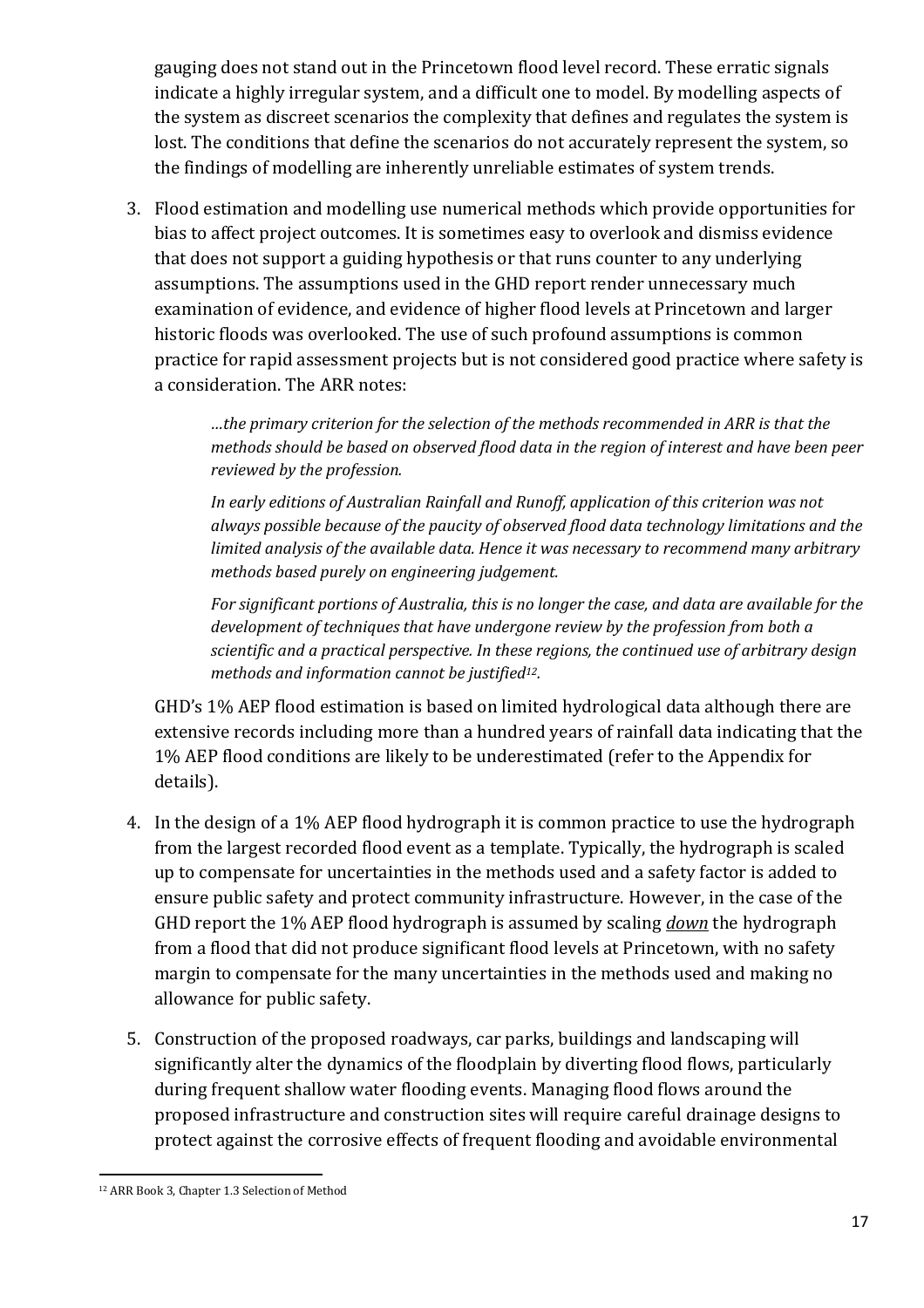gauging does not stand out in the Princetown flood level record. These erratic signals indicate a highly irregular system, and a difficult one to model. By modelling aspects of the system as discreet scenarios the complexity that defines and regulates the system is lost. The conditions that define the scenarios do not accurately represent the system, so the findings of modelling are inherently unreliable estimates of system trends.

3. Flood estimation and modelling use numerical methods which provide opportunities for bias to affect project outcomes. It is sometimes easy to overlook and dismiss evidence that does not support a guiding hypothesis or that runs counter to any underlying assumptions. The assumptions used in the GHD report render unnecessary much examination of evidence, and evidence of higher flood levels at Princetown and larger historic floods was overlooked. The use of such profound assumptions is common practice for rapid assessment projects but is not considered good practice where safety is a consideration. The ARR notes:

   > *…the primary criterion for the selection of the methods recommended in ARR is that the methods should be based on observed flood data in the region of interest and have been peer reviewed by the profession.*
   >
   > *In early editions of Australian Rainfall and Runoff, application of this criterion was not always possible because of the paucity of observed flood data technology limitations and the limited analysis of the available data. Hence it was necessary to recommend many arbitrary methods based purely on engineering judgement.*
   >
   > *For significant portions of Australia, this is no longer the case, and data are available for the development of techniques that have undergone review by the profession from both a scientific and a practical perspective. In these regions, the continued use of arbitrary design methods and information cannot be justified*[12]*.*

   GHD's 1% AEP flood estimation is based on limited hydrological data although there are extensive records including more than a hundred years of rainfall data indicating that the 1% AEP flood conditions are likely to be underestimated (refer to the Appendix for details).

4. In the design of a 1% AEP flood hydrograph it is common practice to use the hydrograph from the largest recorded flood event as a template. Typically, the hydrograph is scaled up to compensate for uncertainties in the methods used and a safety factor is added to ensure public safety and protect community infrastructure. However, in the case of the GHD report the 1% AEP flood hydrograph is assumed by scaling ***down*** the hydrograph from a flood that did not produce significant flood levels at Princetown, with no safety margin to compensate for the many uncertainties in the methods used and making no allowance for public safety.

5. Construction of the proposed roadways, car parks, buildings and landscaping will significantly alter the dynamics of the floodplain by diverting flood flows, particularly during frequent shallow water flooding events. Managing flood flows around the proposed infrastructure and construction sites will require careful drainage designs to protect against the corrosive effects of frequent flooding and avoidable environmental

---

[12] ARR Book 3, Chapter 1.3 Selection of Method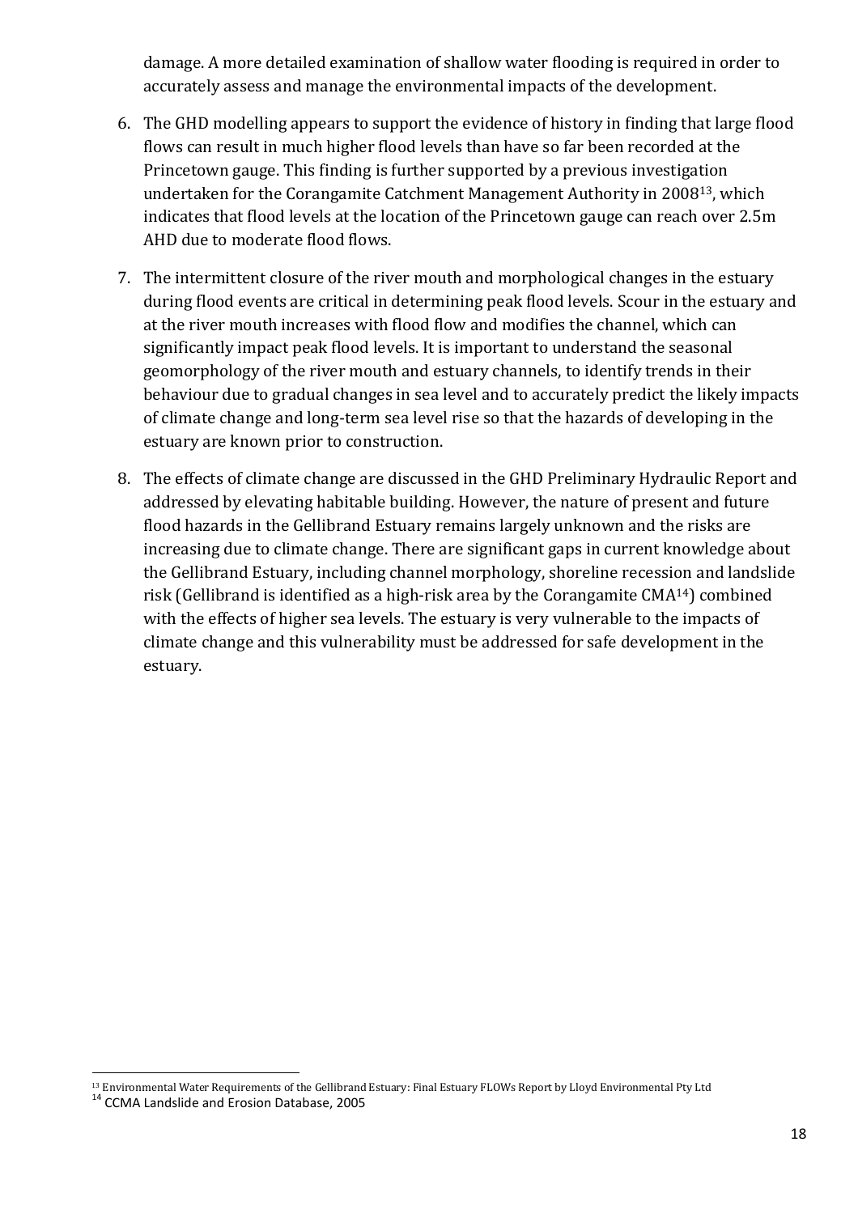damage. A more detailed examination of shallow water flooding is required in order to accurately assess and manage the environmental impacts of the development.

6. The GHD modelling appears to support the evidence of history in finding that large flood flows can result in much higher flood levels than have so far been recorded at the Princetown gauge. This finding is further supported by a previous investigation undertaken for the Corangamite Catchment Management Authority in 2008[13], which indicates that flood levels at the location of the Princetown gauge can reach over 2.5m AHD due to moderate flood flows.

7. The intermittent closure of the river mouth and morphological changes in the estuary during flood events are critical in determining peak flood levels. Scour in the estuary and at the river mouth increases with flood flow and modifies the channel, which can significantly impact peak flood levels. It is important to understand the seasonal geomorphology of the river mouth and estuary channels, to identify trends in their behaviour due to gradual changes in sea level and to accurately predict the likely impacts of climate change and long-term sea level rise so that the hazards of developing in the estuary are known prior to construction.

8. The effects of climate change are discussed in the GHD Preliminary Hydraulic Report and addressed by elevating habitable building. However, the nature of present and future flood hazards in the Gellibrand Estuary remains largely unknown and the risks are increasing due to climate change. There are significant gaps in current knowledge about the Gellibrand Estuary, including channel morphology, shoreline recession and landslide risk (Gellibrand is identified as a high-risk area by the Corangamite CMA[14]) combined with the effects of higher sea levels. The estuary is very vulnerable to the impacts of climate change and this vulnerability must be addressed for safe development in the estuary.

[13] Environmental Water Requirements of the Gellibrand Estuary: Final Estuary FLOWs Report by Lloyd Environmental Pty Ltd

[14] CCMA Landslide and Erosion Database, 2005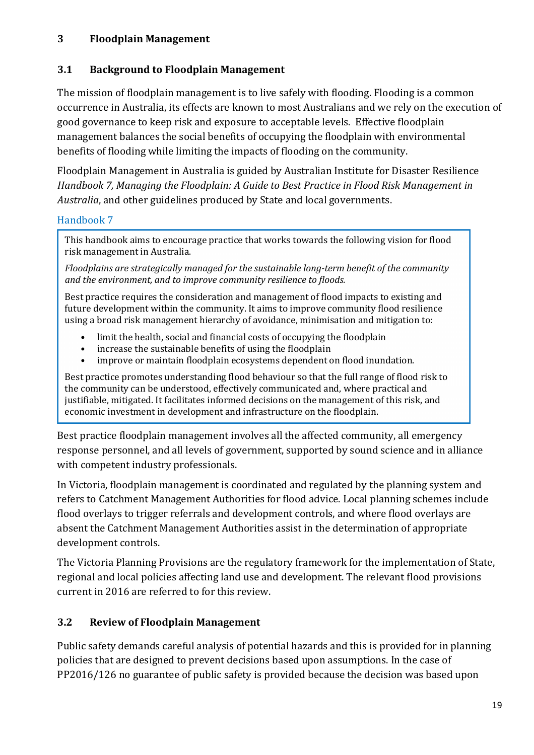## 3 Floodplain Management

### 3.1 Background to Floodplain Management

The mission of floodplain management is to live safely with flooding. Flooding is a common occurrence in Australia, its effects are known to most Australians and we rely on the execution of good governance to keep risk and exposure to acceptable levels. Effective floodplain management balances the social benefits of occupying the floodplain with environmental benefits of flooding while limiting the impacts of flooding on the community.

Floodplain Management in Australia is guided by Australian Institute for Disaster Resilience *Handbook 7, Managing the Floodplain: A Guide to Best Practice in Flood Risk Management in Australia*, and other guidelines produced by State and local governments.

Handbook 7

> This handbook aims to encourage practice that works towards the following vision for flood risk management in Australia.
>
> *Floodplains are strategically managed for the sustainable long-term benefit of the community and the environment, and to improve community resilience to floods.*
>
> Best practice requires the consideration and management of flood impacts to existing and future development within the community. It aims to improve community flood resilience using a broad risk management hierarchy of avoidance, minimisation and mitigation to:
>
> - limit the health, social and financial costs of occupying the floodplain
> - increase the sustainable benefits of using the floodplain
> - improve or maintain floodplain ecosystems dependent on flood inundation.
>
> Best practice promotes understanding flood behaviour so that the full range of flood risk to the community can be understood, effectively communicated and, where practical and justifiable, mitigated. It facilitates informed decisions on the management of this risk, and economic investment in development and infrastructure on the floodplain.

Best practice floodplain management involves all the affected community, all emergency response personnel, and all levels of government, supported by sound science and in alliance with competent industry professionals.

In Victoria, floodplain management is coordinated and regulated by the planning system and refers to Catchment Management Authorities for flood advice. Local planning schemes include flood overlays to trigger referrals and development controls, and where flood overlays are absent the Catchment Management Authorities assist in the determination of appropriate development controls.

The Victoria Planning Provisions are the regulatory framework for the implementation of State, regional and local policies affecting land use and development. The relevant flood provisions current in 2016 are referred to for this review.

### 3.2 Review of Floodplain Management

Public safety demands careful analysis of potential hazards and this is provided for in planning policies that are designed to prevent decisions based upon assumptions. In the case of PP2016/126 no guarantee of public safety is provided because the decision was based upon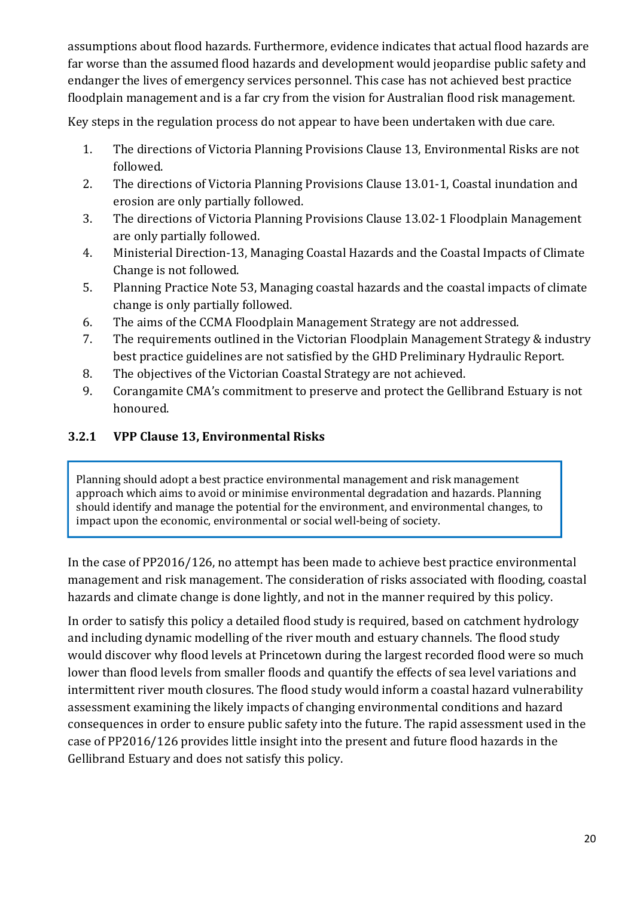assumptions about flood hazards. Furthermore, evidence indicates that actual flood hazards are far worse than the assumed flood hazards and development would jeopardise public safety and endanger the lives of emergency services personnel. This case has not achieved best practice floodplain management and is a far cry from the vision for Australian flood risk management.

Key steps in the regulation process do not appear to have been undertaken with due care.

1. The directions of Victoria Planning Provisions Clause 13, Environmental Risks are not followed.
2. The directions of Victoria Planning Provisions Clause 13.01-1, Coastal inundation and erosion are only partially followed.
3. The directions of Victoria Planning Provisions Clause 13.02-1 Floodplain Management are only partially followed.
4. Ministerial Direction-13, Managing Coastal Hazards and the Coastal Impacts of Climate Change is not followed.
5. Planning Practice Note 53, Managing coastal hazards and the coastal impacts of climate change is only partially followed.
6. The aims of the CCMA Floodplain Management Strategy are not addressed.
7. The requirements outlined in the Victorian Floodplain Management Strategy & industry best practice guidelines are not satisfied by the GHD Preliminary Hydraulic Report.
8. The objectives of the Victorian Coastal Strategy are not achieved.
9. Corangamite CMA's commitment to preserve and protect the Gellibrand Estuary is not honoured.

### 3.2.1 VPP Clause 13, Environmental Risks

> Planning should adopt a best practice environmental management and risk management approach which aims to avoid or minimise environmental degradation and hazards. Planning should identify and manage the potential for the environment, and environmental changes, to impact upon the economic, environmental or social well-being of society.

In the case of PP2016/126, no attempt has been made to achieve best practice environmental management and risk management. The consideration of risks associated with flooding, coastal hazards and climate change is done lightly, and not in the manner required by this policy.

In order to satisfy this policy a detailed flood study is required, based on catchment hydrology and including dynamic modelling of the river mouth and estuary channels. The flood study would discover why flood levels at Princetown during the largest recorded flood were so much lower than flood levels from smaller floods and quantify the effects of sea level variations and intermittent river mouth closures. The flood study would inform a coastal hazard vulnerability assessment examining the likely impacts of changing environmental conditions and hazard consequences in order to ensure public safety into the future. The rapid assessment used in the case of PP2016/126 provides little insight into the present and future flood hazards in the Gellibrand Estuary and does not satisfy this policy.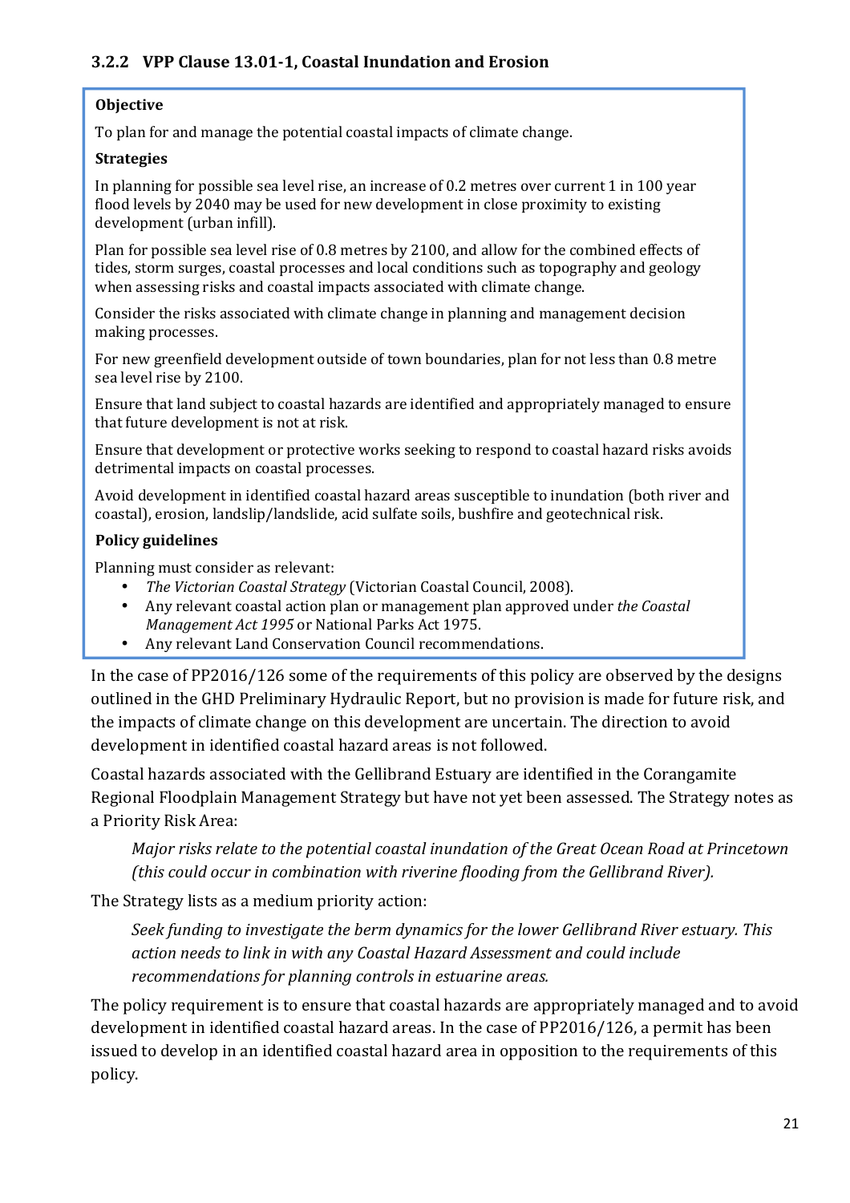### 3.2.2 VPP Clause 13.01-1, Coastal Inundation and Erosion

**Objective**

To plan for and manage the potential coastal impacts of climate change.

**Strategies**

In planning for possible sea level rise, an increase of 0.2 metres over current 1 in 100 year flood levels by 2040 may be used for new development in close proximity to existing development (urban infill).

Plan for possible sea level rise of 0.8 metres by 2100, and allow for the combined effects of tides, storm surges, coastal processes and local conditions such as topography and geology when assessing risks and coastal impacts associated with climate change.

Consider the risks associated with climate change in planning and management decision making processes.

For new greenfield development outside of town boundaries, plan for not less than 0.8 metre sea level rise by 2100.

Ensure that land subject to coastal hazards are identified and appropriately managed to ensure that future development is not at risk.

Ensure that development or protective works seeking to respond to coastal hazard risks avoids detrimental impacts on coastal processes.

Avoid development in identified coastal hazard areas susceptible to inundation (both river and coastal), erosion, landslip/landslide, acid sulfate soils, bushfire and geotechnical risk.

**Policy guidelines**

Planning must consider as relevant:

- *The Victorian Coastal Strategy* (Victorian Coastal Council, 2008).
- Any relevant coastal action plan or management plan approved under *the Coastal Management Act 1995* or National Parks Act 1975.
- Any relevant Land Conservation Council recommendations.

In the case of PP2016/126 some of the requirements of this policy are observed by the designs outlined in the GHD Preliminary Hydraulic Report, but no provision is made for future risk, and the impacts of climate change on this development are uncertain. The direction to avoid development in identified coastal hazard areas is not followed.

Coastal hazards associated with the Gellibrand Estuary are identified in the Corangamite Regional Floodplain Management Strategy but have not yet been assessed. The Strategy notes as a Priority Risk Area:

> *Major risks relate to the potential coastal inundation of the Great Ocean Road at Princetown (this could occur in combination with riverine flooding from the Gellibrand River).*

The Strategy lists as a medium priority action:

> *Seek funding to investigate the berm dynamics for the lower Gellibrand River estuary. This action needs to link in with any Coastal Hazard Assessment and could include recommendations for planning controls in estuarine areas.*

The policy requirement is to ensure that coastal hazards are appropriately managed and to avoid development in identified coastal hazard areas. In the case of PP2016/126, a permit has been issued to develop in an identified coastal hazard area in opposition to the requirements of this policy.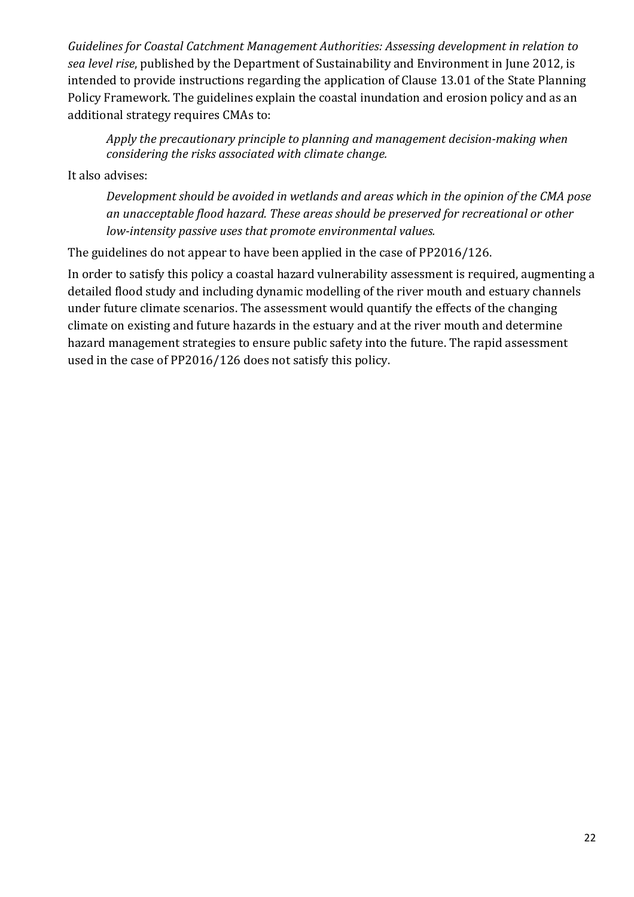*Guidelines for Coastal Catchment Management Authorities: Assessing development in relation to sea level rise*, published by the Department of Sustainability and Environment in June 2012, is intended to provide instructions regarding the application of Clause 13.01 of the State Planning Policy Framework. The guidelines explain the coastal inundation and erosion policy and as an additional strategy requires CMAs to:

> *Apply the precautionary principle to planning and management decision-making when considering the risks associated with climate change.*

It also advises:

> *Development should be avoided in wetlands and areas which in the opinion of the CMA pose an unacceptable flood hazard. These areas should be preserved for recreational or other low-intensity passive uses that promote environmental values.*

The guidelines do not appear to have been applied in the case of PP2016/126.

In order to satisfy this policy a coastal hazard vulnerability assessment is required, augmenting a detailed flood study and including dynamic modelling of the river mouth and estuary channels under future climate scenarios. The assessment would quantify the effects of the changing climate on existing and future hazards in the estuary and at the river mouth and determine hazard management strategies to ensure public safety into the future. The rapid assessment used in the case of PP2016/126 does not satisfy this policy.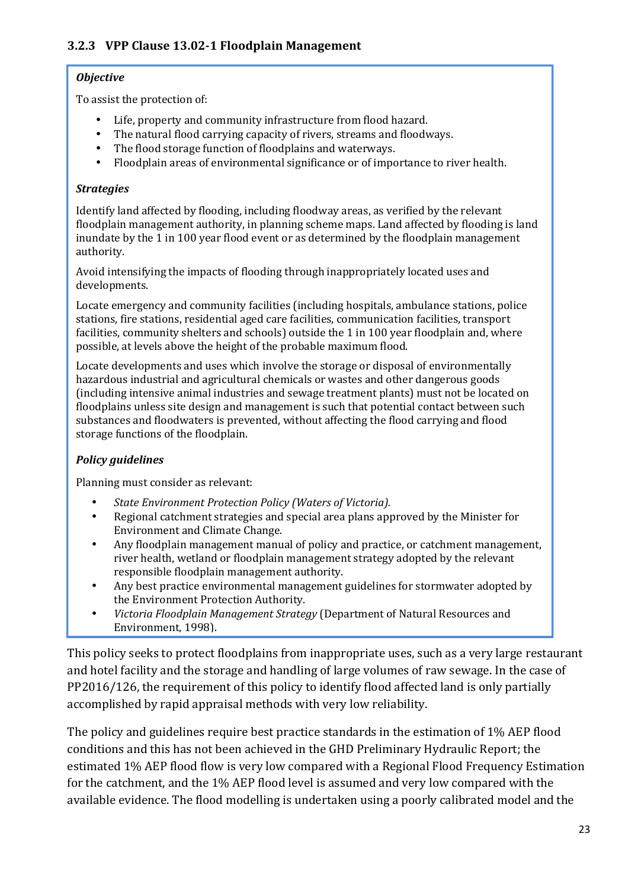### 3.2.3 VPP Clause 13.02-1 Floodplain Management

***Objective***

To assist the protection of:

- Life, property and community infrastructure from flood hazard.
- The natural flood carrying capacity of rivers, streams and floodways.
- The flood storage function of floodplains and waterways.
- Floodplain areas of environmental significance or of importance to river health.

***Strategies***

Identify land affected by flooding, including floodway areas, as verified by the relevant floodplain management authority, in planning scheme maps. Land affected by flooding is land inundate by the 1 in 100 year flood event or as determined by the floodplain management authority.

Avoid intensifying the impacts of flooding through inappropriately located uses and developments.

Locate emergency and community facilities (including hospitals, ambulance stations, police stations, fire stations, residential aged care facilities, communication facilities, transport facilities, community shelters and schools) outside the 1 in 100 year floodplain and, where possible, at levels above the height of the probable maximum flood.

Locate developments and uses which involve the storage or disposal of environmentally hazardous industrial and agricultural chemicals or wastes and other dangerous goods (including intensive animal industries and sewage treatment plants) must not be located on floodplains unless site design and management is such that potential contact between such substances and floodwaters is prevented, without affecting the flood carrying and flood storage functions of the floodplain.

***Policy guidelines***

Planning must consider as relevant:

- *State Environment Protection Policy (Waters of Victoria).*
- Regional catchment strategies and special area plans approved by the Minister for Environment and Climate Change.
- Any floodplain management manual of policy and practice, or catchment management, river health, wetland or floodplain management strategy adopted by the relevant responsible floodplain management authority.
- Any best practice environmental management guidelines for stormwater adopted by the Environment Protection Authority.
- *Victoria Floodplain Management Strategy* (Department of Natural Resources and Environment, 1998).

This policy seeks to protect floodplains from inappropriate uses, such as a very large restaurant and hotel facility and the storage and handling of large volumes of raw sewage. In the case of PP2016/126, the requirement of this policy to identify flood affected land is only partially accomplished by rapid appraisal methods with very low reliability.

The policy and guidelines require best practice standards in the estimation of 1% AEP flood conditions and this has not been achieved in the GHD Preliminary Hydraulic Report; the estimated 1% AEP flood flow is very low compared with a Regional Flood Frequency Estimation for the catchment, and the 1% AEP flood level is assumed and very low compared with the available evidence. The flood modelling is undertaken using a poorly calibrated model and the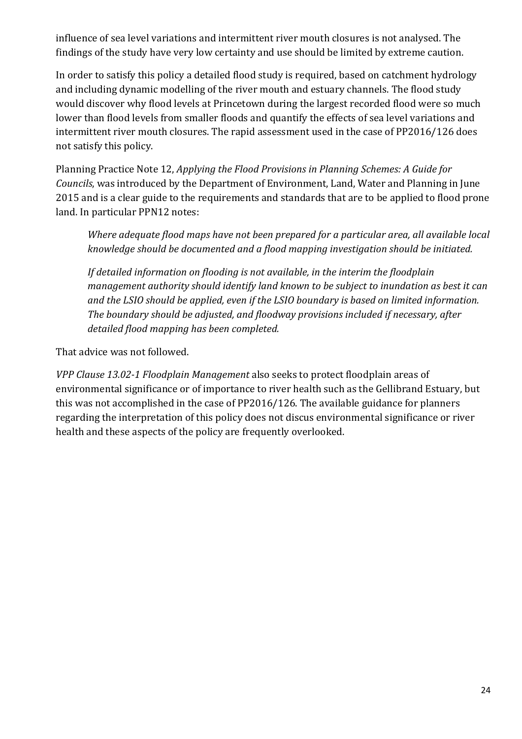influence of sea level variations and intermittent river mouth closures is not analysed. The findings of the study have very low certainty and use should be limited by extreme caution.

In order to satisfy this policy a detailed flood study is required, based on catchment hydrology and including dynamic modelling of the river mouth and estuary channels. The flood study would discover why flood levels at Princetown during the largest recorded flood were so much lower than flood levels from smaller floods and quantify the effects of sea level variations and intermittent river mouth closures. The rapid assessment used in the case of PP2016/126 does not satisfy this policy.

Planning Practice Note 12, *Applying the Flood Provisions in Planning Schemes: A Guide for Councils*, was introduced by the Department of Environment, Land, Water and Planning in June 2015 and is a clear guide to the requirements and standards that are to be applied to flood prone land. In particular PPN12 notes:

> *Where adequate flood maps have not been prepared for a particular area, all available local knowledge should be documented and a flood mapping investigation should be initiated.*
>
> *If detailed information on flooding is not available, in the interim the floodplain management authority should identify land known to be subject to inundation as best it can and the LSIO should be applied, even if the LSIO boundary is based on limited information. The boundary should be adjusted, and floodway provisions included if necessary, after detailed flood mapping has been completed.*

That advice was not followed.

*VPP Clause 13.02-1 Floodplain Management* also seeks to protect floodplain areas of environmental significance or of importance to river health such as the Gellibrand Estuary, but this was not accomplished in the case of PP2016/126. The available guidance for planners regarding the interpretation of this policy does not discus environmental significance or river health and these aspects of the policy are frequently overlooked.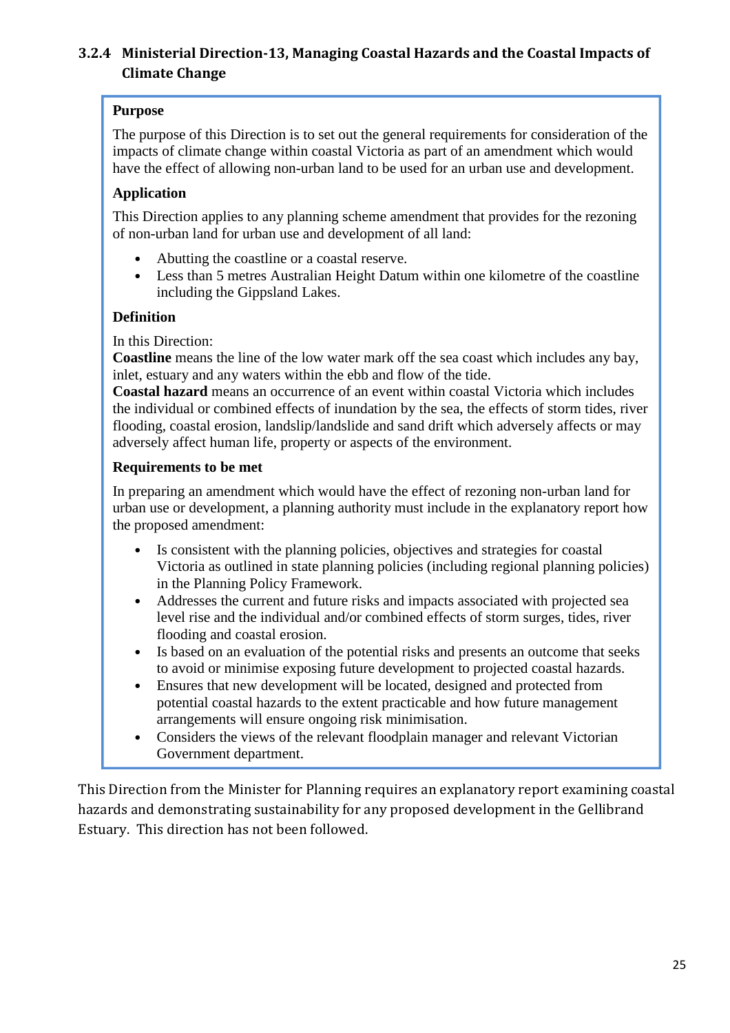### 3.2.4 Ministerial Direction-13, Managing Coastal Hazards and the Coastal Impacts of Climate Change

**Purpose**

The purpose of this Direction is to set out the general requirements for consideration of the impacts of climate change within coastal Victoria as part of an amendment which would have the effect of allowing non-urban land to be used for an urban use and development.

**Application**

This Direction applies to any planning scheme amendment that provides for the rezoning of non-urban land for urban use and development of all land:

- Abutting the coastline or a coastal reserve.
- Less than 5 metres Australian Height Datum within one kilometre of the coastline including the Gippsland Lakes.

**Definition**

In this Direction:
**Coastline** means the line of the low water mark off the sea coast which includes any bay, inlet, estuary and any waters within the ebb and flow of the tide.
**Coastal hazard** means an occurrence of an event within coastal Victoria which includes the individual or combined effects of inundation by the sea, the effects of storm tides, river flooding, coastal erosion, landslip/landslide and sand drift which adversely affects or may adversely affect human life, property or aspects of the environment.

**Requirements to be met**

In preparing an amendment which would have the effect of rezoning non-urban land for urban use or development, a planning authority must include in the explanatory report how the proposed amendment:

- Is consistent with the planning policies, objectives and strategies for coastal Victoria as outlined in state planning policies (including regional planning policies) in the Planning Policy Framework.
- Addresses the current and future risks and impacts associated with projected sea level rise and the individual and/or combined effects of storm surges, tides, river flooding and coastal erosion.
- Is based on an evaluation of the potential risks and presents an outcome that seeks to avoid or minimise exposing future development to projected coastal hazards.
- Ensures that new development will be located, designed and protected from potential coastal hazards to the extent practicable and how future management arrangements will ensure ongoing risk minimisation.
- Considers the views of the relevant floodplain manager and relevant Victorian Government department.

This Direction from the Minister for Planning requires an explanatory report examining coastal hazards and demonstrating sustainability for any proposed development in the Gellibrand Estuary. This direction has not been followed.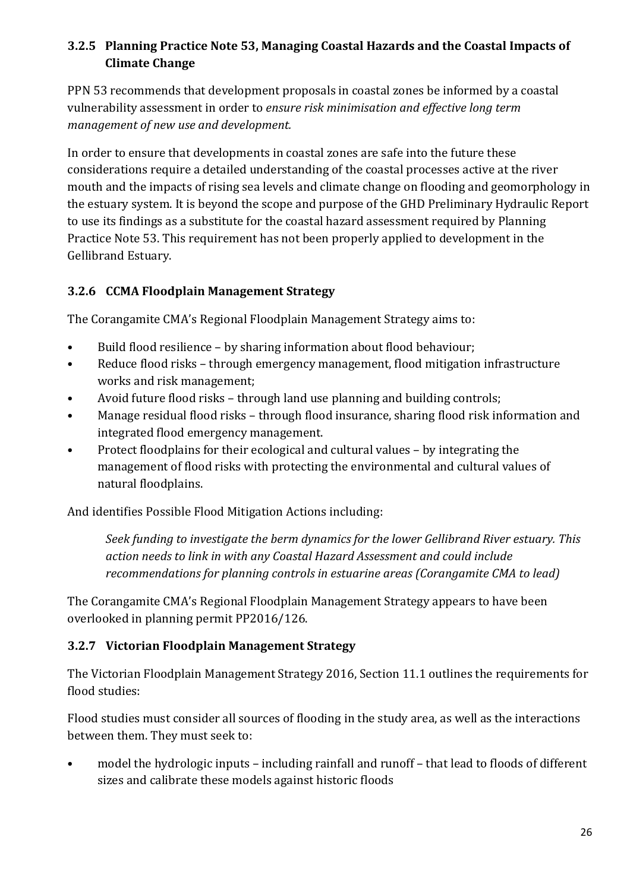### 3.2.5 Planning Practice Note 53, Managing Coastal Hazards and the Coastal Impacts of Climate Change

PPN 53 recommends that development proposals in coastal zones be informed by a coastal vulnerability assessment in order to *ensure risk minimisation and effective long term management of new use and development.*

In order to ensure that developments in coastal zones are safe into the future these considerations require a detailed understanding of the coastal processes active at the river mouth and the impacts of rising sea levels and climate change on flooding and geomorphology in the estuary system. It is beyond the scope and purpose of the GHD Preliminary Hydraulic Report to use its findings as a substitute for the coastal hazard assessment required by Planning Practice Note 53. This requirement has not been properly applied to development in the Gellibrand Estuary.

### 3.2.6 CCMA Floodplain Management Strategy

The Corangamite CMA's Regional Floodplain Management Strategy aims to:

- Build flood resilience – by sharing information about flood behaviour;
- Reduce flood risks – through emergency management, flood mitigation infrastructure works and risk management;
- Avoid future flood risks – through land use planning and building controls;
- Manage residual flood risks – through flood insurance, sharing flood risk information and integrated flood emergency management.
- Protect floodplains for their ecological and cultural values – by integrating the management of flood risks with protecting the environmental and cultural values of natural floodplains.

And identifies Possible Flood Mitigation Actions including:

> *Seek funding to investigate the berm dynamics for the lower Gellibrand River estuary. This action needs to link in with any Coastal Hazard Assessment and could include recommendations for planning controls in estuarine areas (Corangamite CMA to lead)*

The Corangamite CMA's Regional Floodplain Management Strategy appears to have been overlooked in planning permit PP2016/126.

### 3.2.7 Victorian Floodplain Management Strategy

The Victorian Floodplain Management Strategy 2016, Section 11.1 outlines the requirements for flood studies:

Flood studies must consider all sources of flooding in the study area, as well as the interactions between them. They must seek to:

- model the hydrologic inputs – including rainfall and runoff – that lead to floods of different sizes and calibrate these models against historic floods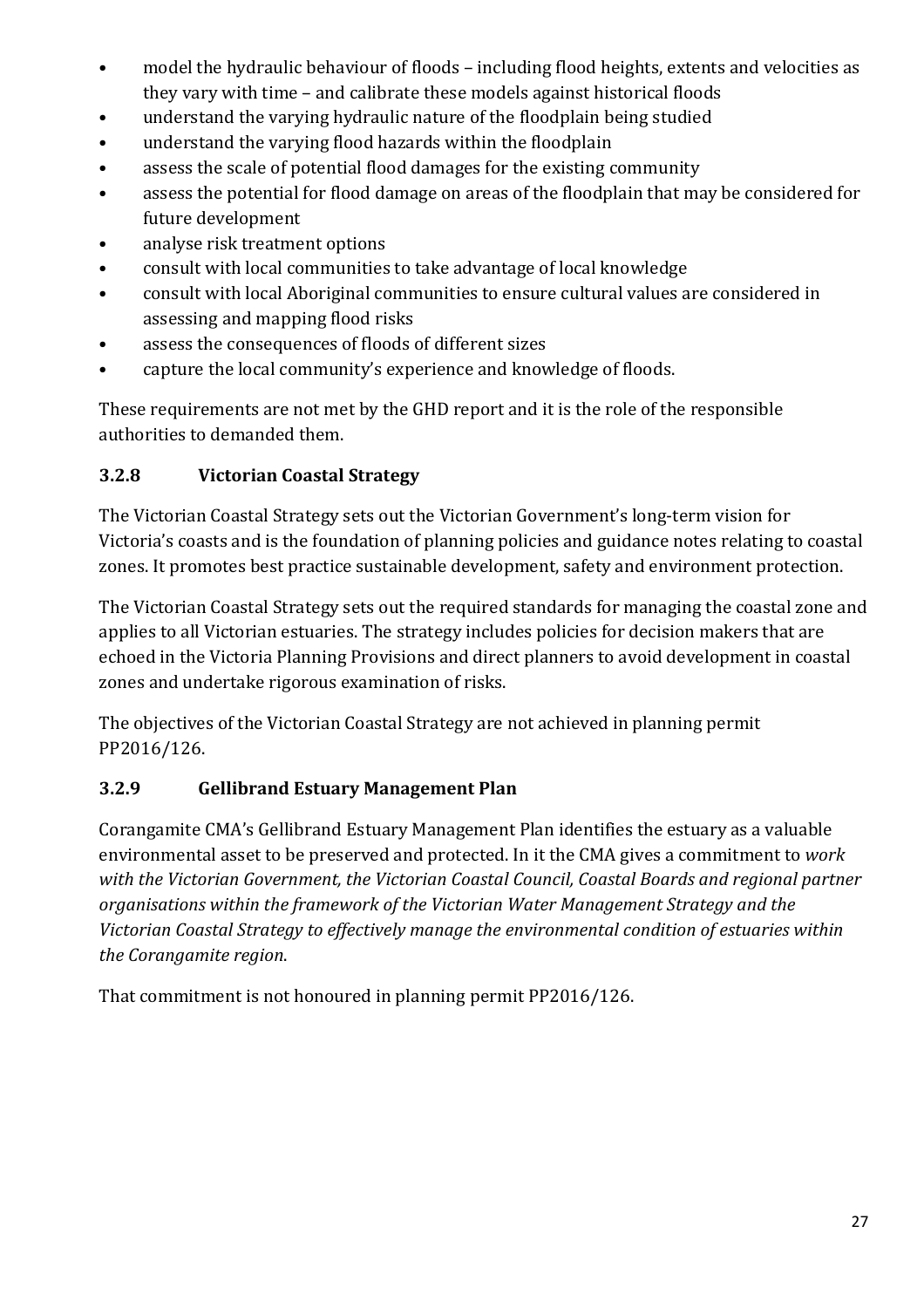- model the hydraulic behaviour of floods – including flood heights, extents and velocities as they vary with time – and calibrate these models against historical floods
- understand the varying hydraulic nature of the floodplain being studied
- understand the varying flood hazards within the floodplain
- assess the scale of potential flood damages for the existing community
- assess the potential for flood damage on areas of the floodplain that may be considered for future development
- analyse risk treatment options
- consult with local communities to take advantage of local knowledge
- consult with local Aboriginal communities to ensure cultural values are considered in assessing and mapping flood risks
- assess the consequences of floods of different sizes
- capture the local community's experience and knowledge of floods.

These requirements are not met by the GHD report and it is the role of the responsible authorities to demanded them.

### 3.2.8 Victorian Coastal Strategy

The Victorian Coastal Strategy sets out the Victorian Government's long-term vision for Victoria's coasts and is the foundation of planning policies and guidance notes relating to coastal zones. It promotes best practice sustainable development, safety and environment protection.

The Victorian Coastal Strategy sets out the required standards for managing the coastal zone and applies to all Victorian estuaries. The strategy includes policies for decision makers that are echoed in the Victoria Planning Provisions and direct planners to avoid development in coastal zones and undertake rigorous examination of risks.

The objectives of the Victorian Coastal Strategy are not achieved in planning permit PP2016/126.

### 3.2.9 Gellibrand Estuary Management Plan

Corangamite CMA's Gellibrand Estuary Management Plan identifies the estuary as a valuable environmental asset to be preserved and protected. In it the CMA gives a commitment to *work with the Victorian Government, the Victorian Coastal Council, Coastal Boards and regional partner organisations within the framework of the Victorian Water Management Strategy and the Victorian Coastal Strategy to effectively manage the environmental condition of estuaries within the Corangamite region*.

That commitment is not honoured in planning permit PP2016/126.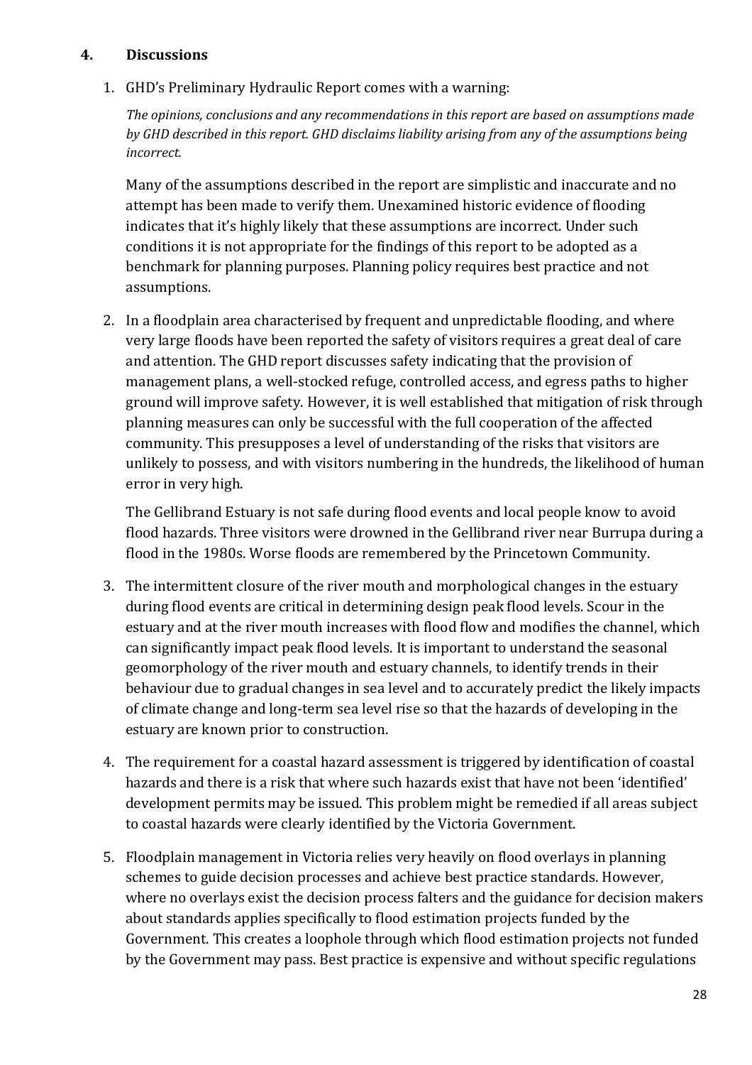## 4. Discussions

1. GHD's Preliminary Hydraulic Report comes with a warning:

   *The opinions, conclusions and any recommendations in this report are based on assumptions made by GHD described in this report. GHD disclaims liability arising from any of the assumptions being incorrect.*

   Many of the assumptions described in the report are simplistic and inaccurate and no attempt has been made to verify them. Unexamined historic evidence of flooding indicates that it's highly likely that these assumptions are incorrect. Under such conditions it is not appropriate for the findings of this report to be adopted as a benchmark for planning purposes. Planning policy requires best practice and not assumptions.

2. In a floodplain area characterised by frequent and unpredictable flooding, and where very large floods have been reported the safety of visitors requires a great deal of care and attention. The GHD report discusses safety indicating that the provision of management plans, a well-stocked refuge, controlled access, and egress paths to higher ground will improve safety. However, it is well established that mitigation of risk through planning measures can only be successful with the full cooperation of the affected community. This presupposes a level of understanding of the risks that visitors are unlikely to possess, and with visitors numbering in the hundreds, the likelihood of human error in very high.

   The Gellibrand Estuary is not safe during flood events and local people know to avoid flood hazards. Three visitors were drowned in the Gellibrand river near Burrupa during a flood in the 1980s. Worse floods are remembered by the Princetown Community.

3. The intermittent closure of the river mouth and morphological changes in the estuary during flood events are critical in determining design peak flood levels. Scour in the estuary and at the river mouth increases with flood flow and modifies the channel, which can significantly impact peak flood levels. It is important to understand the seasonal geomorphology of the river mouth and estuary channels, to identify trends in their behaviour due to gradual changes in sea level and to accurately predict the likely impacts of climate change and long-term sea level rise so that the hazards of developing in the estuary are known prior to construction.

4. The requirement for a coastal hazard assessment is triggered by identification of coastal hazards and there is a risk that where such hazards exist that have not been 'identified' development permits may be issued. This problem might be remedied if all areas subject to coastal hazards were clearly identified by the Victoria Government.

5. Floodplain management in Victoria relies very heavily on flood overlays in planning schemes to guide decision processes and achieve best practice standards. However, where no overlays exist the decision process falters and the guidance for decision makers about standards applies specifically to flood estimation projects funded by the Government. This creates a loophole through which flood estimation projects not funded by the Government may pass. Best practice is expensive and without specific regulations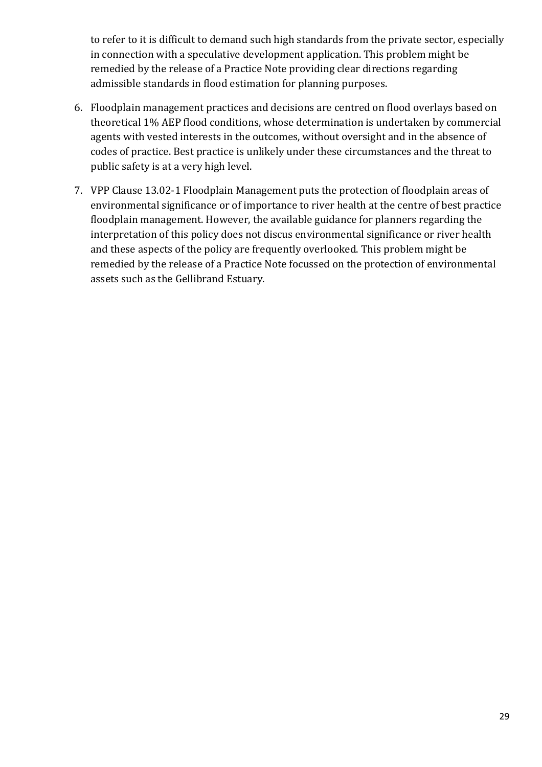to refer to it is difficult to demand such high standards from the private sector, especially in connection with a speculative development application. This problem might be remedied by the release of a Practice Note providing clear directions regarding admissible standards in flood estimation for planning purposes.

6. Floodplain management practices and decisions are centred on flood overlays based on theoretical 1% AEP flood conditions, whose determination is undertaken by commercial agents with vested interests in the outcomes, without oversight and in the absence of codes of practice. Best practice is unlikely under these circumstances and the threat to public safety is at a very high level.

7. VPP Clause 13.02-1 Floodplain Management puts the protection of floodplain areas of environmental significance or of importance to river health at the centre of best practice floodplain management. However, the available guidance for planners regarding the interpretation of this policy does not discus environmental significance or river health and these aspects of the policy are frequently overlooked. This problem might be remedied by the release of a Practice Note focussed on the protection of environmental assets such as the Gellibrand Estuary.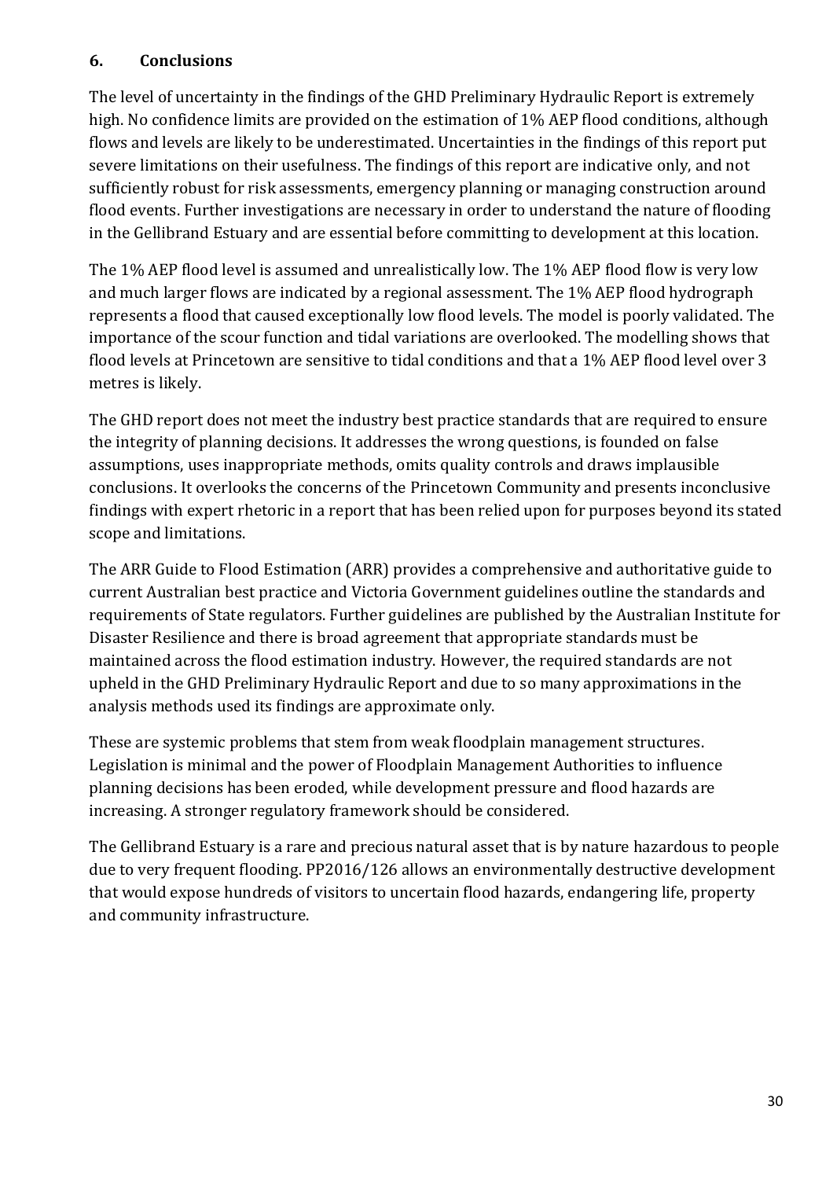## 6. Conclusions

The level of uncertainty in the findings of the GHD Preliminary Hydraulic Report is extremely high. No confidence limits are provided on the estimation of 1% AEP flood conditions, although flows and levels are likely to be underestimated. Uncertainties in the findings of this report put severe limitations on their usefulness. The findings of this report are indicative only, and not sufficiently robust for risk assessments, emergency planning or managing construction around flood events. Further investigations are necessary in order to understand the nature of flooding in the Gellibrand Estuary and are essential before committing to development at this location.

The 1% AEP flood level is assumed and unrealistically low. The 1% AEP flood flow is very low and much larger flows are indicated by a regional assessment. The 1% AEP flood hydrograph represents a flood that caused exceptionally low flood levels. The model is poorly validated. The importance of the scour function and tidal variations are overlooked. The modelling shows that flood levels at Princetown are sensitive to tidal conditions and that a 1% AEP flood level over 3 metres is likely.

The GHD report does not meet the industry best practice standards that are required to ensure the integrity of planning decisions. It addresses the wrong questions, is founded on false assumptions, uses inappropriate methods, omits quality controls and draws implausible conclusions. It overlooks the concerns of the Princetown Community and presents inconclusive findings with expert rhetoric in a report that has been relied upon for purposes beyond its stated scope and limitations.

The ARR Guide to Flood Estimation (ARR) provides a comprehensive and authoritative guide to current Australian best practice and Victoria Government guidelines outline the standards and requirements of State regulators. Further guidelines are published by the Australian Institute for Disaster Resilience and there is broad agreement that appropriate standards must be maintained across the flood estimation industry. However, the required standards are not upheld in the GHD Preliminary Hydraulic Report and due to so many approximations in the analysis methods used its findings are approximate only.

These are systemic problems that stem from weak floodplain management structures. Legislation is minimal and the power of Floodplain Management Authorities to influence planning decisions has been eroded, while development pressure and flood hazards are increasing. A stronger regulatory framework should be considered.

The Gellibrand Estuary is a rare and precious natural asset that is by nature hazardous to people due to very frequent flooding. PP2016/126 allows an environmentally destructive development that would expose hundreds of visitors to uncertain flood hazards, endangering life, property and community infrastructure.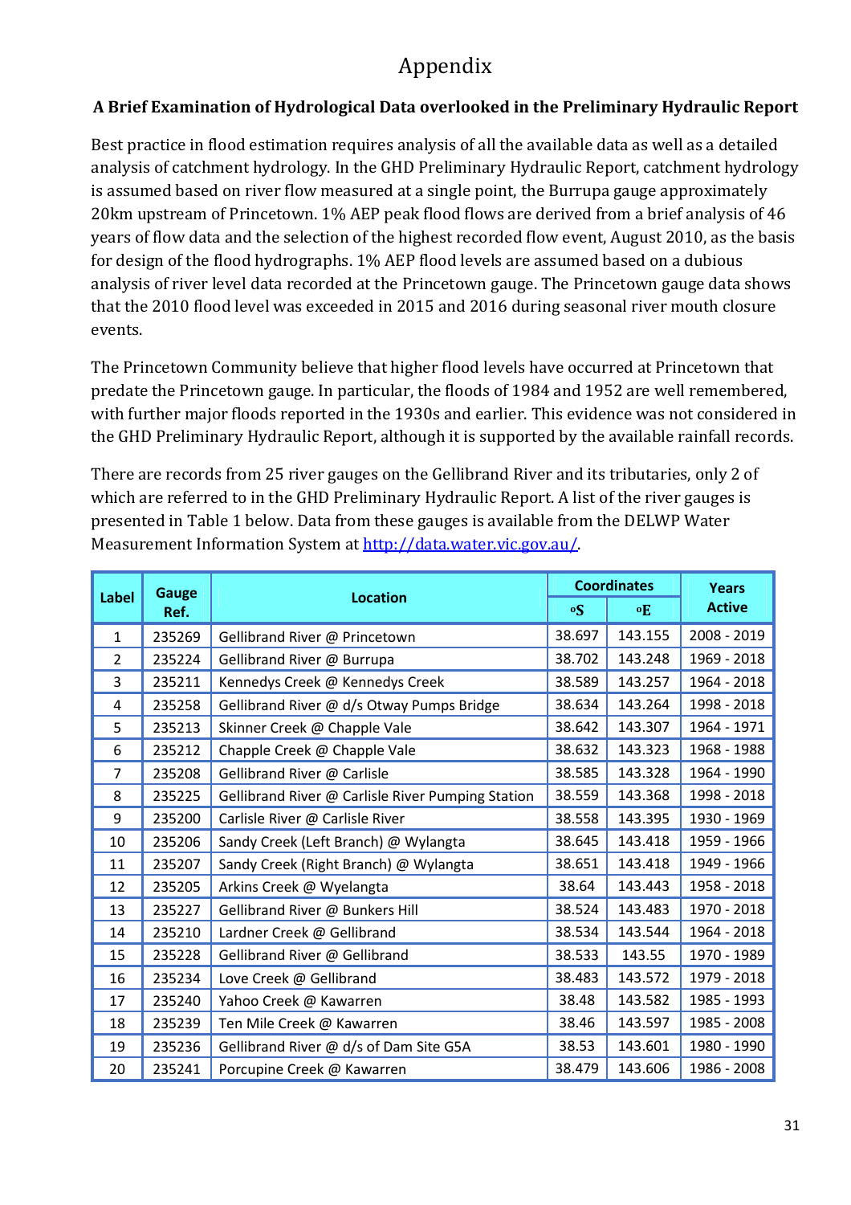# Appendix

### A Brief Examination of Hydrological Data overlooked in the Preliminary Hydraulic Report

Best practice in flood estimation requires analysis of all the available data as well as a detailed analysis of catchment hydrology. In the GHD Preliminary Hydraulic Report, catchment hydrology is assumed based on river flow measured at a single point, the Burrupa gauge approximately 20km upstream of Princetown. 1% AEP peak flood flows are derived from a brief analysis of 46 years of flow data and the selection of the highest recorded flow event, August 2010, as the basis for design of the flood hydrographs. 1% AEP flood levels are assumed based on a dubious analysis of river level data recorded at the Princetown gauge. The Princetown gauge data shows that the 2010 flood level was exceeded in 2015 and 2016 during seasonal river mouth closure events.

The Princetown Community believe that higher flood levels have occurred at Princetown that predate the Princetown gauge. In particular, the floods of 1984 and 1952 are well remembered, with further major floods reported in the 1930s and earlier. This evidence was not considered in the GHD Preliminary Hydraulic Report, although it is supported by the available rainfall records.

There are records from 25 river gauges on the Gellibrand River and its tributaries, only 2 of which are referred to in the GHD Preliminary Hydraulic Report. A list of the river gauges is presented in Table 1 below. Data from these gauges is available from the DELWP Water Measurement Information System at [http://data.water.vic.gov.au/](http://data.water.vic.gov.au/).

| Label | Gauge Ref. | Location | Coordinates | | Years Active |
|---|---|---|---|---|---|
| | | | °S | °E | |
| 1 | 235269 | Gellibrand River @ Princetown | 38.697 | 143.155 | 2008 - 2019 |
| 2 | 235224 | Gellibrand River @ Burrupa | 38.702 | 143.248 | 1969 - 2018 |
| 3 | 235211 | Kennedys Creek @ Kennedys Creek | 38.589 | 143.257 | 1964 - 2018 |
| 4 | 235258 | Gellibrand River @ d/s Otway Pumps Bridge | 38.634 | 143.264 | 1998 - 2018 |
| 5 | 235213 | Skinner Creek @ Chapple Vale | 38.642 | 143.307 | 1964 - 1971 |
| 6 | 235212 | Chapple Creek @ Chapple Vale | 38.632 | 143.323 | 1968 - 1988 |
| 7 | 235208 | Gellibrand River @ Carlisle | 38.585 | 143.328 | 1964 - 1990 |
| 8 | 235225 | Gellibrand River @ Carlisle River Pumping Station | 38.559 | 143.368 | 1998 - 2018 |
| 9 | 235200 | Carlisle River @ Carlisle River | 38.558 | 143.395 | 1930 - 1969 |
| 10 | 235206 | Sandy Creek (Left Branch) @ Wylangta | 38.645 | 143.418 | 1959 - 1966 |
| 11 | 235207 | Sandy Creek (Right Branch) @ Wylangta | 38.651 | 143.418 | 1949 - 1966 |
| 12 | 235205 | Arkins Creek @ Wyelangta | 38.64 | 143.443 | 1958 - 2018 |
| 13 | 235227 | Gellibrand River @ Bunkers Hill | 38.524 | 143.483 | 1970 - 2018 |
| 14 | 235210 | Lardner Creek @ Gellibrand | 38.534 | 143.544 | 1964 - 2018 |
| 15 | 235228 | Gellibrand River @ Gellibrand | 38.533 | 143.55 | 1970 - 1989 |
| 16 | 235234 | Love Creek @ Gellibrand | 38.483 | 143.572 | 1979 - 2018 |
| 17 | 235240 | Yahoo Creek @ Kawarren | 38.48 | 143.582 | 1985 - 1993 |
| 18 | 235239 | Ten Mile Creek @ Kawarren | 38.46 | 143.597 | 1985 - 2008 |
| 19 | 235236 | Gellibrand River @ d/s of Dam Site G5A | 38.53 | 143.601 | 1980 - 1990 |
| 20 | 235241 | Porcupine Creek @ Kawarren | 38.479 | 143.606 | 1986 - 2008 |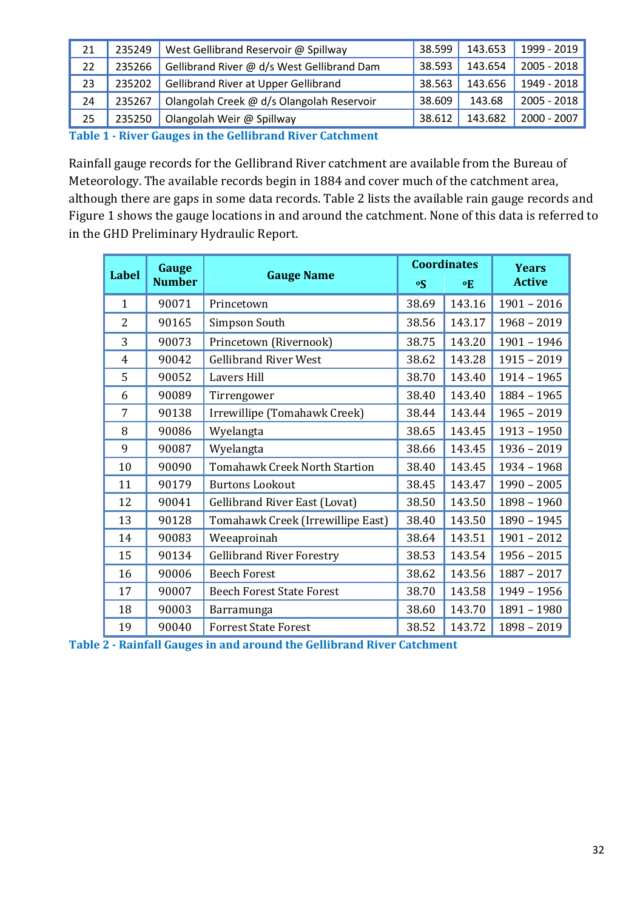| 21 | 235249 | West Gellibrand Reservoir @ Spillway | 38.599 | 143.653 | 1999 - 2019 |
|---|---|---|---|---|---|
| 22 | 235266 | Gellibrand River @ d/s West Gellibrand Dam | 38.593 | 143.654 | 2005 - 2018 |
| 23 | 235202 | Gellibrand River at Upper Gellibrand | 38.563 | 143.656 | 1949 - 2018 |
| 24 | 235267 | Olangolah Creek @ d/s Olangolah Reservoir | 38.609 | 143.68 | 2005 - 2018 |
| 25 | 235250 | Olangolah Weir @ Spillway | 38.612 | 143.682 | 2000 - 2007 |

**Table 1 - River Gauges in the Gellibrand River Catchment**

Rainfall gauge records for the Gellibrand River catchment are available from the Bureau of Meteorology. The available records begin in 1884 and cover much of the catchment area, although there are gaps in some data records. Table 2 lists the available rain gauge records and Figure 1 shows the gauge locations in and around the catchment. None of this data is referred to in the GHD Preliminary Hydraulic Report.

| Label | Gauge Number | Gauge Name | Coordinates | | Years Active |
|---|---|---|---|---|---|
| | | | ºS | ºE | |
| 1 | 90071 | Princetown | 38.69 | 143.16 | 1901 – 2016 |
| 2 | 90165 | Simpson South | 38.56 | 143.17 | 1968 – 2019 |
| 3 | 90073 | Princetown (Rivernook) | 38.75 | 143.20 | 1901 – 1946 |
| 4 | 90042 | Gellibrand River West | 38.62 | 143.28 | 1915 – 2019 |
| 5 | 90052 | Lavers Hill | 38.70 | 143.40 | 1914 – 1965 |
| 6 | 90089 | Tirrengower | 38.40 | 143.40 | 1884 – 1965 |
| 7 | 90138 | Irrewillipe (Tomahawk Creek) | 38.44 | 143.44 | 1965 – 2019 |
| 8 | 90086 | Wyelangta | 38.65 | 143.45 | 1913 – 1950 |
| 9 | 90087 | Wyelangta | 38.66 | 143.45 | 1936 – 2019 |
| 10 | 90090 | Tomahawk Creek North Startion | 38.40 | 143.45 | 1934 – 1968 |
| 11 | 90179 | Burtons Lookout | 38.45 | 143.47 | 1990 – 2005 |
| 12 | 90041 | Gellibrand River East (Lovat) | 38.50 | 143.50 | 1898 – 1960 |
| 13 | 90128 | Tomahawk Creek (Irrewillipe East) | 38.40 | 143.50 | 1890 – 1945 |
| 14 | 90083 | Weeaproinah | 38.64 | 143.51 | 1901 – 2012 |
| 15 | 90134 | Gellibrand River Forestry | 38.53 | 143.54 | 1956 – 2015 |
| 16 | 90006 | Beech Forest | 38.62 | 143.56 | 1887 – 2017 |
| 17 | 90007 | Beech Forest State Forest | 38.70 | 143.58 | 1949 – 1956 |
| 18 | 90003 | Barramunga | 38.60 | 143.70 | 1891 – 1980 |
| 19 | 90040 | Forrest State Forest | 38.52 | 143.72 | 1898 – 2019 |

**Table 2 - Rainfall Gauges in and around the Gellibrand River Catchment**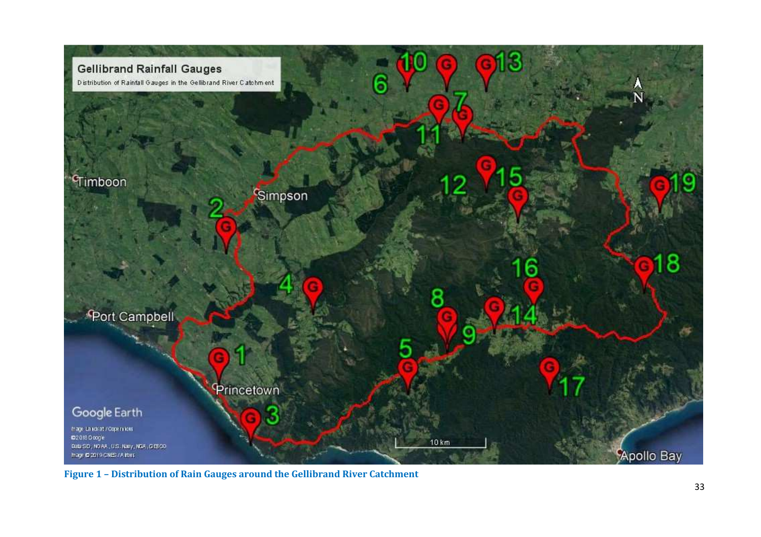**Figure 1 – Distribution of Rain Gauges around the Gellibrand River Catchment**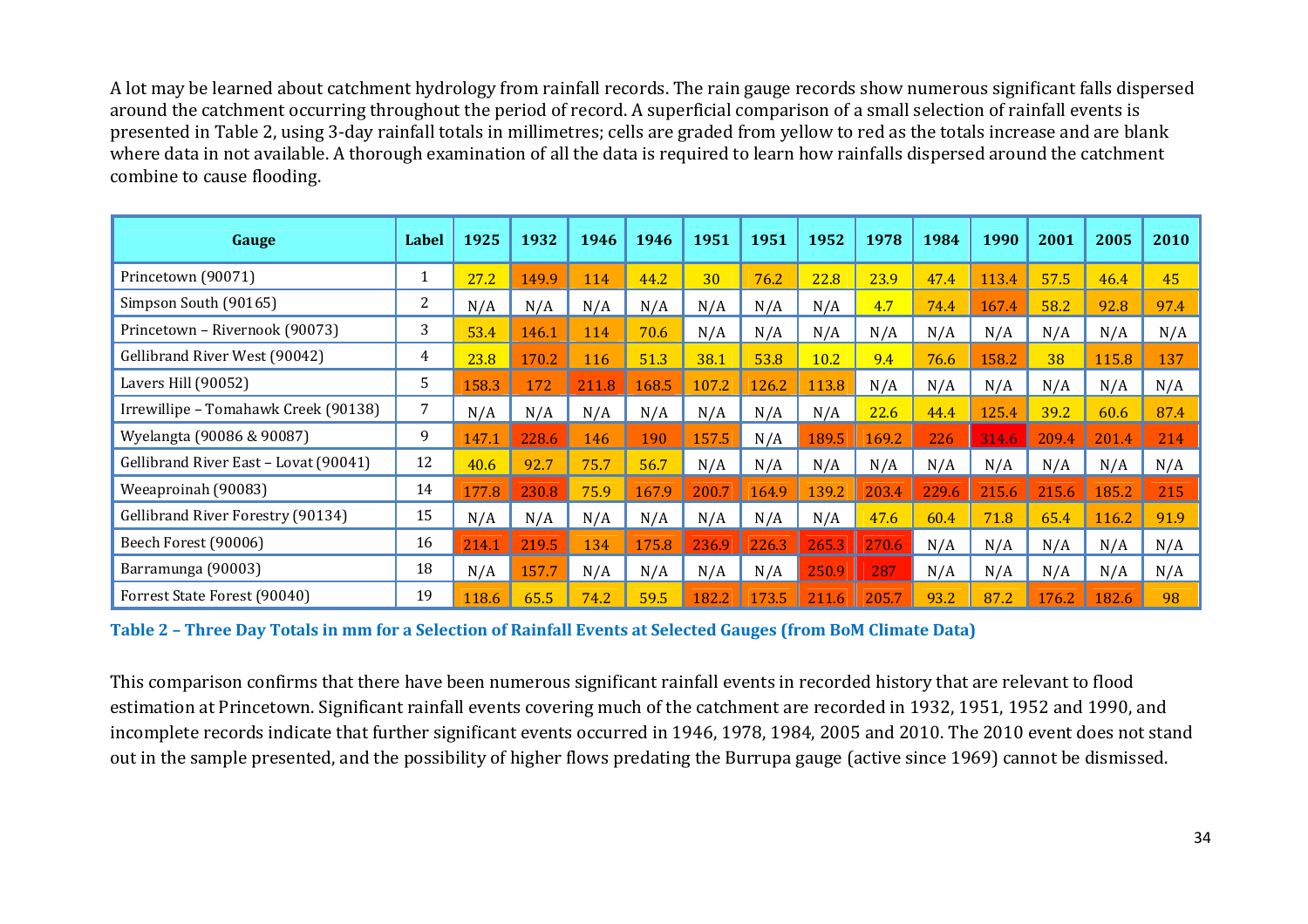A lot may be learned about catchment hydrology from rainfall records. The rain gauge records show numerous significant falls dispersed around the catchment occurring throughout the period of record. A superficial comparison of a small selection of rainfall events is presented in Table 2, using 3-day rainfall totals in millimetres; cells are graded from yellow to red as the totals increase and are blank where data in not available. A thorough examination of all the data is required to learn how rainfalls dispersed around the catchment combine to cause flooding.

| Gauge | Label | 1925 | 1932 | 1946 | 1946 | 1951 | 1951 | 1952 | 1978 | 1984 | 1990 | 2001 | 2005 | 2010 |
|---|---|---|---|---|---|---|---|---|---|---|---|---|---|---|
| Princetown (90071) | 1 | 27.2 | 149.9 | 114 | 44.2 | 30 | 76.2 | 22.8 | 23.9 | 47.4 | 113.4 | 57.5 | 46.4 | 45 |
| Simpson South (90165) | 2 | N/A | N/A | N/A | N/A | N/A | N/A | N/A | 4.7 | 74.4 | 167.4 | 58.2 | 92.8 | 97.4 |
| Princetown – Rivernook (90073) | 3 | 53.4 | 146.1 | 114 | 70.6 | N/A | N/A | N/A | N/A | N/A | N/A | N/A | N/A | N/A |
| Gellibrand River West (90042) | 4 | 23.8 | 170.2 | 116 | 51.3 | 38.1 | 53.8 | 10.2 | 9.4 | 76.6 | 158.2 | 38 | 115.8 | 137 |
| Lavers Hill (90052) | 5 | 158.3 | 172 | 211.8 | 168.5 | 107.2 | 126.2 | 113.8 | N/A | N/A | N/A | N/A | N/A | N/A |
| Irrewillipe – Tomahawk Creek (90138) | 7 | N/A | N/A | N/A | N/A | N/A | N/A | N/A | 22.6 | 44.4 | 125.4 | 39.2 | 60.6 | 87.4 |
| Wyelangta (90086 & 90087) | 9 | 147.1 | 228.6 | 146 | 190 | 157.5 | N/A | 189.5 | 169.2 | 226 | 314.6 | 209.4 | 201.4 | 214 |
| Gellibrand River East – Lovat (90041) | 12 | 40.6 | 92.7 | 75.7 | 56.7 | N/A | N/A | N/A | N/A | N/A | N/A | N/A | N/A | N/A |
| Weeaproinah (90083) | 14 | 177.8 | 230.8 | 75.9 | 167.9 | 200.7 | 164.9 | 139.2 | 203.4 | 229.6 | 215.6 | 215.6 | 185.2 | 215 |
| Gellibrand River Forestry (90134) | 15 | N/A | N/A | N/A | N/A | N/A | N/A | N/A | 47.6 | 60.4 | 71.8 | 65.4 | 116.2 | 91.9 |
| Beech Forest (90006) | 16 | 214.1 | 219.5 | 134 | 175.8 | 236.9 | 226.3 | 265.3 | 270.6 | N/A | N/A | N/A | N/A | N/A |
| Barramunga (90003) | 18 | N/A | 157.7 | N/A | N/A | N/A | N/A | 250.9 | 287 | N/A | N/A | N/A | N/A | N/A |
| Forrest State Forest (90040) | 19 | 118.6 | 65.5 | 74.2 | 59.5 | 182.2 | 173.5 | 211.6 | 205.7 | 93.2 | 87.2 | 176.2 | 182.6 | 98 |

**Table 2 – Three Day Totals in mm for a Selection of Rainfall Events at Selected Gauges (from BoM Climate Data)**

This comparison confirms that there have been numerous significant rainfall events in recorded history that are relevant to flood estimation at Princetown. Significant rainfall events covering much of the catchment are recorded in 1932, 1951, 1952 and 1990, and incomplete records indicate that further significant events occurred in 1946, 1978, 1984, 2005 and 2010. The 2010 event does not stand out in the sample presented, and the possibility of higher flows predating the Burrupa gauge (active since 1969) cannot be dismissed.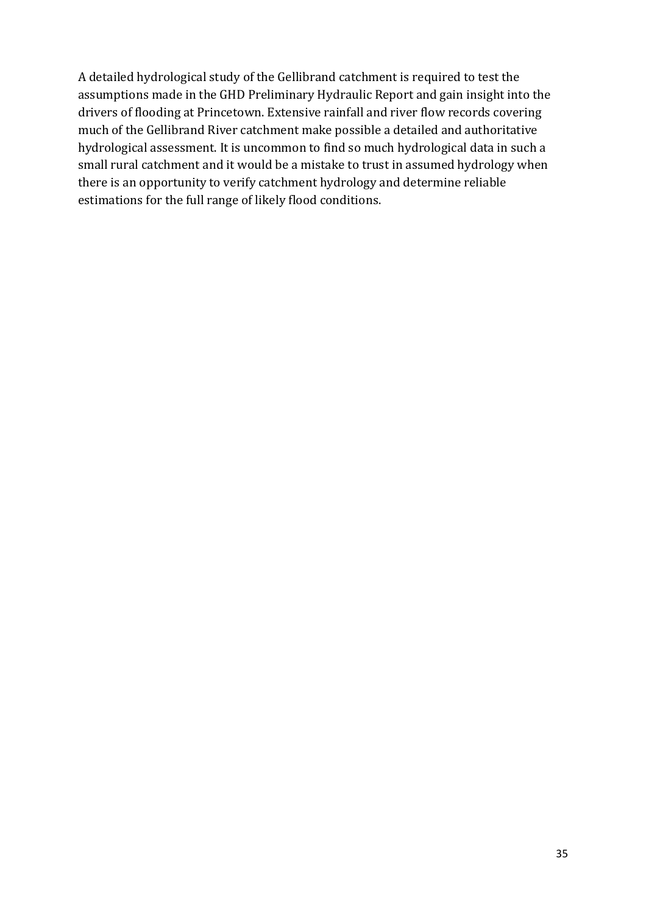A detailed hydrological study of the Gellibrand catchment is required to test the assumptions made in the GHD Preliminary Hydraulic Report and gain insight into the drivers of flooding at Princetown. Extensive rainfall and river flow records covering much of the Gellibrand River catchment make possible a detailed and authoritative hydrological assessment. It is uncommon to find so much hydrological data in such a small rural catchment and it would be a mistake to trust in assumed hydrology when there is an opportunity to verify catchment hydrology and determine reliable estimations for the full range of likely flood conditions.